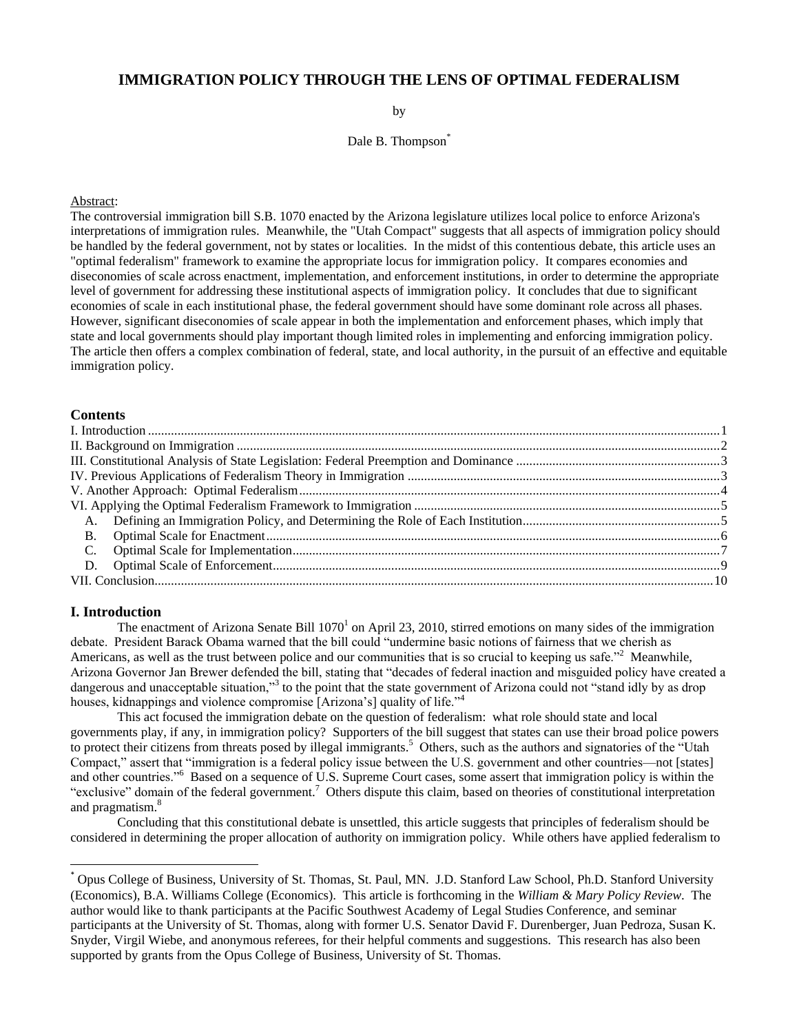# IMMIGRATION POLICY THROUGH THE LENS OF OPTIMAL FEDERALISM

by

Dale B. Thompson*

Abstract:

The controversial immigration bill S.B. 1070 enacted by the Arizona legislature utilizes local police to enforce Arizona's interpretations of immigration rules. Meanwhile, the "Utah Compact" suggests that all aspects of immigration policy should be handled by the federal government, not by states or localities. In the midst of this contentious debate, this article uses an "optimal federalism" framework to examine the appropriate locus for immigration policy. It compares economies and diseconomies of scale across enactment, implementation, and enforcement institutions, in order to determine the appropriate level of government for addressing these institutional aspects of immigration policy. It concludes that due to significant economies of scale in each institutional phase, the federal government should have some dominant role across all phases. However, significant diseconomies of scale appear in both the implementation and enforcement phases, which imply that state and local governments should play important though limited roles in implementing and enforcing immigration policy. The article then offers a complex combination of federal, state, and local authority, in the pursuit of an effective and equitable immigration policy.

## Contents

- I. Introduction ... 1
- II. Background on Immigration ... 2
- III. Constitutional Analysis of State Legislation: Federal Preemption and Dominance ... 3
- IV. Previous Applications of Federalism Theory in Immigration ... 3
- V. Another Approach: Optimal Federalism ... 4
- VI. Applying the Optimal Federalism Framework to Immigration ... 5
  - A. Defining an Immigration Policy, and Determining the Role of Each Institution ... 5
  - B. Optimal Scale for Enactment ... 6
  - C. Optimal Scale for Implementation ... 7
  - D. Optimal Scale of Enforcement ... 9
- VII. Conclusion ... 10

## I. Introduction

The enactment of Arizona Senate Bill 1070[1] on April 23, 2010, stirred emotions on many sides of the immigration debate. President Barack Obama warned that the bill could "undermine basic notions of fairness that we cherish as Americans, as well as the trust between police and our communities that is so crucial to keeping us safe."[2] Meanwhile, Arizona Governor Jan Brewer defended the bill, stating that "decades of federal inaction and misguided policy have created a dangerous and unacceptable situation,"[3] to the point that the state government of Arizona could not "stand idly by as drop houses, kidnappings and violence compromise [Arizona's] quality of life."[4]

This act focused the immigration debate on the question of federalism: what role should state and local governments play, if any, in immigration policy? Supporters of the bill suggest that states can use their broad police powers to protect their citizens from threats posed by illegal immigrants.[5] Others, such as the authors and signatories of the "Utah Compact," assert that "immigration is a federal policy issue between the U.S. government and other countries—not [states] and other countries."[6] Based on a sequence of U.S. Supreme Court cases, some assert that immigration policy is within the "exclusive" domain of the federal government.[7] Others dispute this claim, based on theories of constitutional interpretation and pragmatism.[8]

Concluding that this constitutional debate is unsettled, this article suggests that principles of federalism should be considered in determining the proper allocation of authority on immigration policy. While others have applied federalism to

---

\* Opus College of Business, University of St. Thomas, St. Paul, MN. J.D. Stanford Law School, Ph.D. Stanford University (Economics), B.A. Williams College (Economics). This article is forthcoming in the *William & Mary Policy Review*. The author would like to thank participants at the Pacific Southwest Academy of Legal Studies Conference, and seminar participants at the University of St. Thomas, along with former U.S. Senator David F. Durenberger, Juan Pedroza, Susan K. Snyder, Virgil Wiebe, and anonymous referees, for their helpful comments and suggestions. This research has also been supported by grants from the Opus College of Business, University of St. Thomas.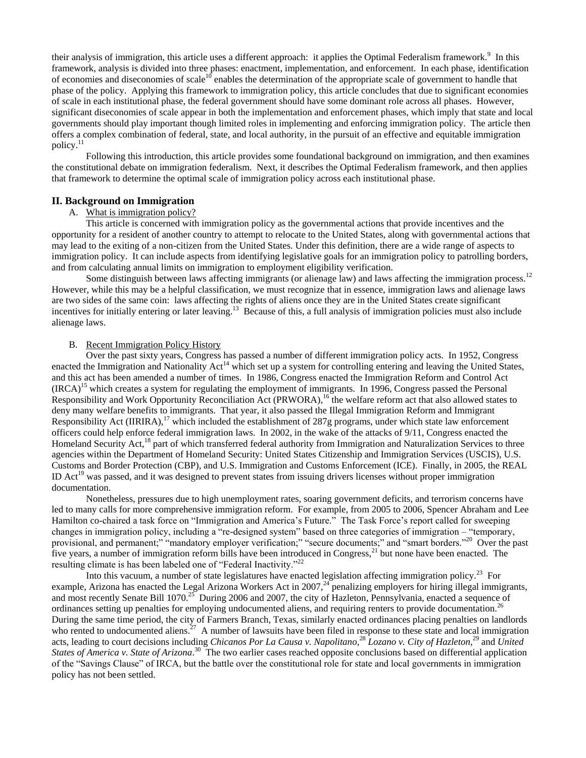their analysis of immigration, this article uses a different approach: it applies the Optimal Federalism framework.[9] In this framework, analysis is divided into three phases: enactment, implementation, and enforcement. In each phase, identification of economies and diseconomies of scale[10] enables the determination of the appropriate scale of government to handle that phase of the policy. Applying this framework to immigration policy, this article concludes that due to significant economies of scale in each institutional phase, the federal government should have some dominant role across all phases. However, significant diseconomies of scale appear in both the implementation and enforcement phases, which imply that state and local governments should play important though limited roles in implementing and enforcing immigration policy. The article then offers a complex combination of federal, state, and local authority, in the pursuit of an effective and equitable immigration policy.[11]

Following this introduction, this article provides some foundational background on immigration, and then examines the constitutional debate on immigration federalism. Next, it describes the Optimal Federalism framework, and then applies that framework to determine the optimal scale of immigration policy across each institutional phase.

## II. Background on Immigration

### A. What is immigration policy?

This article is concerned with immigration policy as the governmental actions that provide incentives and the opportunity for a resident of another country to attempt to relocate to the United States, along with governmental actions that may lead to the exiting of a non-citizen from the United States. Under this definition, there are a wide range of aspects to immigration policy. It can include aspects from identifying legislative goals for an immigration policy to patrolling borders, and from calculating annual limits on immigration to employment eligibility verification.

Some distinguish between laws affecting immigrants (or alienage law) and laws affecting the immigration process.[12] However, while this may be a helpful classification, we must recognize that in essence, immigration laws and alienage laws are two sides of the same coin: laws affecting the rights of aliens once they are in the United States create significant incentives for initially entering or later leaving.[13] Because of this, a full analysis of immigration policies must also include alienage laws.

### B. Recent Immigration Policy History

Over the past sixty years, Congress has passed a number of different immigration policy acts. In 1952, Congress enacted the Immigration and Nationality Act[14] which set up a system for controlling entering and leaving the United States, and this act has been amended a number of times. In 1986, Congress enacted the Immigration Reform and Control Act (IRCA)[15] which creates a system for regulating the employment of immigrants. In 1996, Congress passed the Personal Responsibility and Work Opportunity Reconciliation Act (PRWORA),[16] the welfare reform act that also allowed states to deny many welfare benefits to immigrants. That year, it also passed the Illegal Immigration Reform and Immigrant Responsibility Act (IIRIRA),[17] which included the establishment of 287g programs, under which state law enforcement officers could help enforce federal immigration laws. In 2002, in the wake of the attacks of 9/11, Congress enacted the Homeland Security Act,[18] part of which transferred federal authority from Immigration and Naturalization Services to three agencies within the Department of Homeland Security: United States Citizenship and Immigration Services (USCIS), U.S. Customs and Border Protection (CBP), and U.S. Immigration and Customs Enforcement (ICE). Finally, in 2005, the REAL ID Act[19] was passed, and it was designed to prevent states from issuing drivers licenses without proper immigration documentation.

Nonetheless, pressures due to high unemployment rates, soaring government deficits, and terrorism concerns have led to many calls for more comprehensive immigration reform. For example, from 2005 to 2006, Spencer Abraham and Lee Hamilton co-chaired a task force on "Immigration and America's Future." The Task Force's report called for sweeping changes in immigration policy, including a "re-designed system" based on three categories of immigration – "temporary, provisional, and permanent;" "mandatory employer verification;" "secure documents;" and "smart borders."[20] Over the past five years, a number of immigration reform bills have been introduced in Congress,[21] but none have been enacted. The resulting climate is has been labeled one of "Federal Inactivity."[22]

Into this vacuum, a number of state legislatures have enacted legislation affecting immigration policy.[23] For example, Arizona has enacted the Legal Arizona Workers Act in 2007,[24] penalizing employers for hiring illegal immigrants, and most recently Senate Bill 1070.[25] During 2006 and 2007, the city of Hazleton, Pennsylvania, enacted a sequence of ordinances setting up penalties for employing undocumented aliens, and requiring renters to provide documentation.[26] During the same time period, the city of Farmers Branch, Texas, similarly enacted ordinances placing penalties on landlords who rented to undocumented aliens.[27] A number of lawsuits have been filed in response to these state and local immigration acts, leading to court decisions including *Chicanos Por La Causa v. Napolitano*,[28] *Lozano v. City of Hazleton*,[29] and *United States of America v. State of Arizona*.[30] The two earlier cases reached opposite conclusions based on differential application of the "Savings Clause" of IRCA, but the battle over the constitutional role for state and local governments in immigration policy has not been settled.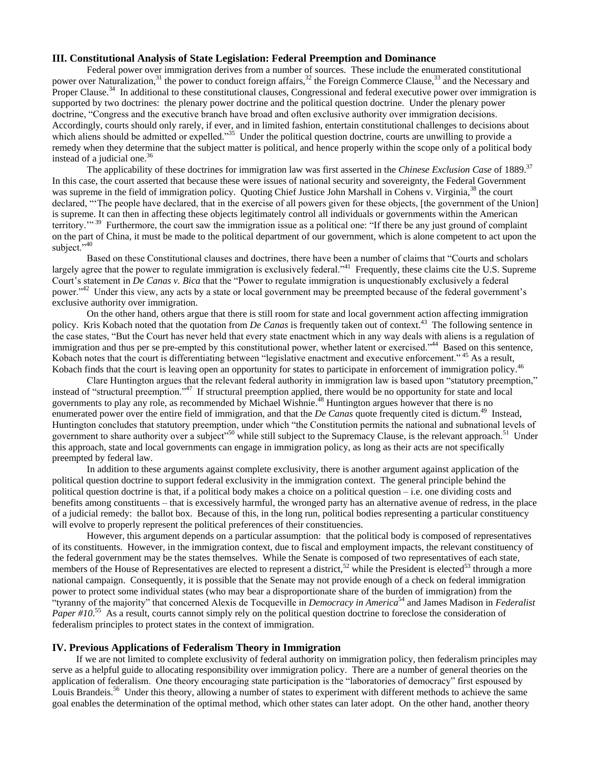## III. Constitutional Analysis of State Legislation: Federal Preemption and Dominance

Federal power over immigration derives from a number of sources. These include the enumerated constitutional power over Naturalization,[31] the power to conduct foreign affairs,[32] the Foreign Commerce Clause,[33] and the Necessary and Proper Clause.[34] In additional to these constitutional clauses, Congressional and federal executive power over immigration is supported by two doctrines: the plenary power doctrine and the political question doctrine. Under the plenary power doctrine, "Congress and the executive branch have broad and often exclusive authority over immigration decisions. Accordingly, courts should only rarely, if ever, and in limited fashion, entertain constitutional challenges to decisions about which aliens should be admitted or expelled."[35] Under the political question doctrine, courts are unwilling to provide a remedy when they determine that the subject matter is political, and hence properly within the scope only of a political body instead of a judicial one.[36]

The applicability of these doctrines for immigration law was first asserted in the *Chinese Exclusion Case* of 1889.[37] In this case, the court asserted that because these were issues of national security and sovereignty, the Federal Government was supreme in the field of immigration policy. Quoting Chief Justice John Marshall in Cohens v. Virginia,[38] the court declared, "'The people have declared, that in the exercise of all powers given for these objects, [the government of the Union] is supreme. It can then in affecting these objects legitimately control all individuals or governments within the American territory.'"[39] Furthermore, the court saw the immigration issue as a political one: "If there be any just ground of complaint on the part of China, it must be made to the political department of our government, which is alone competent to act upon the subject."[40]

Based on these Constitutional clauses and doctrines, there have been a number of claims that "Courts and scholars largely agree that the power to regulate immigration is exclusively federal."[41] Frequently, these claims cite the U.S. Supreme Court's statement in *De Canas v. Bica* that the "Power to regulate immigration is unquestionably exclusively a federal power."[42] Under this view, any acts by a state or local government may be preempted because of the federal government's exclusive authority over immigration.

On the other hand, others argue that there is still room for state and local government action affecting immigration policy. Kris Kobach noted that the quotation from *De Canas* is frequently taken out of context.[43] The following sentence in the case states, "But the Court has never held that every state enactment which in any way deals with aliens is a regulation of immigration and thus per se pre-empted by this constitutional power, whether latent or exercised."[44] Based on this sentence, Kobach notes that the court is differentiating between "legislative enactment and executive enforcement."[45] As a result, Kobach finds that the court is leaving open an opportunity for states to participate in enforcement of immigration policy.[46]

Clare Huntington argues that the relevant federal authority in immigration law is based upon "statutory preemption," instead of "structural preemption."[47] If structural preemption applied, there would be no opportunity for state and local governments to play any role, as recommended by Michael Wishnie.[48] Huntington argues however that there is no enumerated power over the entire field of immigration, and that the *De Canas* quote frequently cited is dictum.[49] Instead, Huntington concludes that statutory preemption, under which "the Constitution permits the national and subnational levels of government to share authority over a subject"[50] while still subject to the Supremacy Clause, is the relevant approach.[51] Under this approach, state and local governments can engage in immigration policy, as long as their acts are not specifically preempted by federal law.

In addition to these arguments against complete exclusivity, there is another argument against application of the political question doctrine to support federal exclusivity in the immigration context. The general principle behind the political question doctrine is that, if a political body makes a choice on a political question – i.e. one dividing costs and benefits among constituents – that is excessively harmful, the wronged party has an alternative avenue of redress, in the place of a judicial remedy: the ballot box. Because of this, in the long run, political bodies representing a particular constituency will evolve to properly represent the political preferences of their constituencies.

However, this argument depends on a particular assumption: that the political body is composed of representatives of its constituents. However, in the immigration context, due to fiscal and employment impacts, the relevant constituency of the federal government may be the states themselves. While the Senate is composed of two representatives of each state, members of the House of Representatives are elected to represent a district,[52] while the President is elected[53] through a more national campaign. Consequently, it is possible that the Senate may not provide enough of a check on federal immigration power to protect some individual states (who may bear a disproportionate share of the burden of immigration) from the "tyranny of the majority" that concerned Alexis de Tocqueville in *Democracy in America*[54] and James Madison in *Federalist Paper #10*.[55] As a result, courts cannot simply rely on the political question doctrine to foreclose the consideration of federalism principles to protect states in the context of immigration.

## IV. Previous Applications of Federalism Theory in Immigration

If we are not limited to complete exclusivity of federal authority on immigration policy, then federalism principles may serve as a helpful guide to allocating responsibility over immigration policy. There are a number of general theories on the application of federalism. One theory encouraging state participation is the "laboratories of democracy" first espoused by Louis Brandeis.[56] Under this theory, allowing a number of states to experiment with different methods to achieve the same goal enables the determination of the optimal method, which other states can later adopt. On the other hand, another theory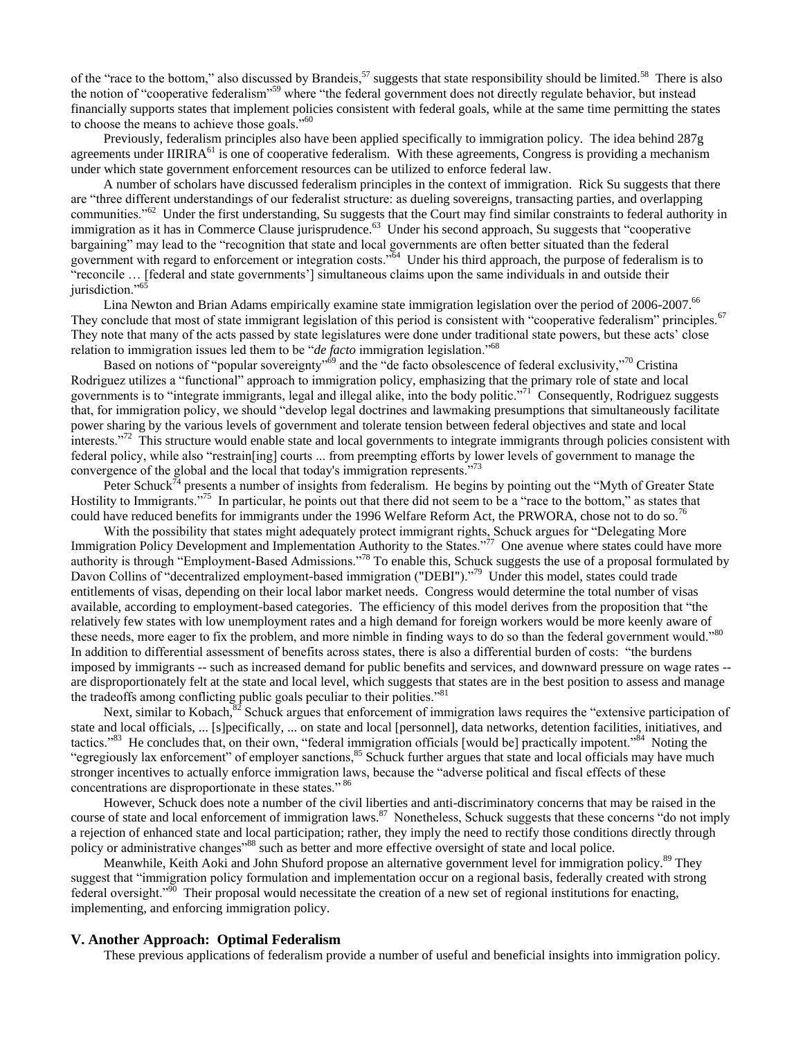of the "race to the bottom," also discussed by Brandeis,[57] suggests that state responsibility should be limited.[58] There is also the notion of "cooperative federalism"[59] where "the federal government does not directly regulate behavior, but instead financially supports states that implement policies consistent with federal goals, while at the same time permitting the states to choose the means to achieve those goals."[60]

Previously, federalism principles also have been applied specifically to immigration policy. The idea behind 287g agreements under IIRIRA[61] is one of cooperative federalism. With these agreements, Congress is providing a mechanism under which state government enforcement resources can be utilized to enforce federal law.

A number of scholars have discussed federalism principles in the context of immigration. Rick Su suggests that there are "three different understandings of our federalist structure: as dueling sovereigns, transacting parties, and overlapping communities."[62] Under the first understanding, Su suggests that the Court may find similar constraints to federal authority in immigration as it has in Commerce Clause jurisprudence.[63] Under his second approach, Su suggests that "cooperative bargaining" may lead to the "recognition that state and local governments are often better situated than the federal government with regard to enforcement or integration costs."[64] Under his third approach, the purpose of federalism is to "reconcile … [federal and state governments'] simultaneous claims upon the same individuals in and outside their jurisdiction."[65]

Lina Newton and Brian Adams empirically examine state immigration legislation over the period of 2006-2007.[66] They conclude that most of state immigrant legislation of this period is consistent with "cooperative federalism" principles.[67] They note that many of the acts passed by state legislatures were done under traditional state powers, but these acts' close relation to immigration issues led them to be "*de facto* immigration legislation."[68]

Based on notions of "popular sovereignty"[69] and the "de facto obsolescence of federal exclusivity,"[70] Cristina Rodriguez utilizes a "functional" approach to immigration policy, emphasizing that the primary role of state and local governments is to "integrate immigrants, legal and illegal alike, into the body politic."[71] Consequently, Rodriguez suggests that, for immigration policy, we should "develop legal doctrines and lawmaking presumptions that simultaneously facilitate power sharing by the various levels of government and tolerate tension between federal objectives and state and local interests."[72] This structure would enable state and local governments to integrate immigrants through policies consistent with federal policy, while also "restrain[ing] courts ... from preempting efforts by lower levels of government to manage the convergence of the global and the local that today's immigration represents."[73]

Peter Schuck[74] presents a number of insights from federalism. He begins by pointing out the "Myth of Greater State Hostility to Immigrants."[75] In particular, he points out that there did not seem to be a "race to the bottom," as states that could have reduced benefits for immigrants under the 1996 Welfare Reform Act, the PRWORA, chose not to do so.[76]

With the possibility that states might adequately protect immigrant rights, Schuck argues for "Delegating More Immigration Policy Development and Implementation Authority to the States."[77] One avenue where states could have more authority is through "Employment-Based Admissions."[78] To enable this, Schuck suggests the use of a proposal formulated by Davon Collins of "decentralized employment-based immigration ("DEBI")."[79] Under this model, states could trade entitlements of visas, depending on their local labor market needs. Congress would determine the total number of visas available, according to employment-based categories. The efficiency of this model derives from the proposition that "the relatively few states with low unemployment rates and a high demand for foreign workers would be more keenly aware of these needs, more eager to fix the problem, and more nimble in finding ways to do so than the federal government would."[80] In addition to differential assessment of benefits across states, there is also a differential burden of costs: "the burdens imposed by immigrants -- such as increased demand for public benefits and services, and downward pressure on wage rates -- are disproportionately felt at the state and local level, which suggests that states are in the best position to assess and manage the tradeoffs among conflicting public goals peculiar to their polities."[81]

Next, similar to Kobach,[82] Schuck argues that enforcement of immigration laws requires the "extensive participation of state and local officials, ... [s]pecifically, ... on state and local [personnel], data networks, detention facilities, initiatives, and tactics."[83] He concludes that, on their own, "federal immigration officials [would be] practically impotent."[84] Noting the "egregiously lax enforcement" of employer sanctions,[85] Schuck further argues that state and local officials may have much stronger incentives to actually enforce immigration laws, because the "adverse political and fiscal effects of these concentrations are disproportionate in these states."[86]

However, Schuck does note a number of the civil liberties and anti-discriminatory concerns that may be raised in the course of state and local enforcement of immigration laws.[87] Nonetheless, Schuck suggests that these concerns "do not imply a rejection of enhanced state and local participation; rather, they imply the need to rectify those conditions directly through policy or administrative changes"[88] such as better and more effective oversight of state and local police.

Meanwhile, Keith Aoki and John Shuford propose an alternative government level for immigration policy.[89] They suggest that "immigration policy formulation and implementation occur on a regional basis, federally created with strong federal oversight."[90] Their proposal would necessitate the creation of a new set of regional institutions for enacting, implementing, and enforcing immigration policy.

## V. Another Approach: Optimal Federalism

These previous applications of federalism provide a number of useful and beneficial insights into immigration policy.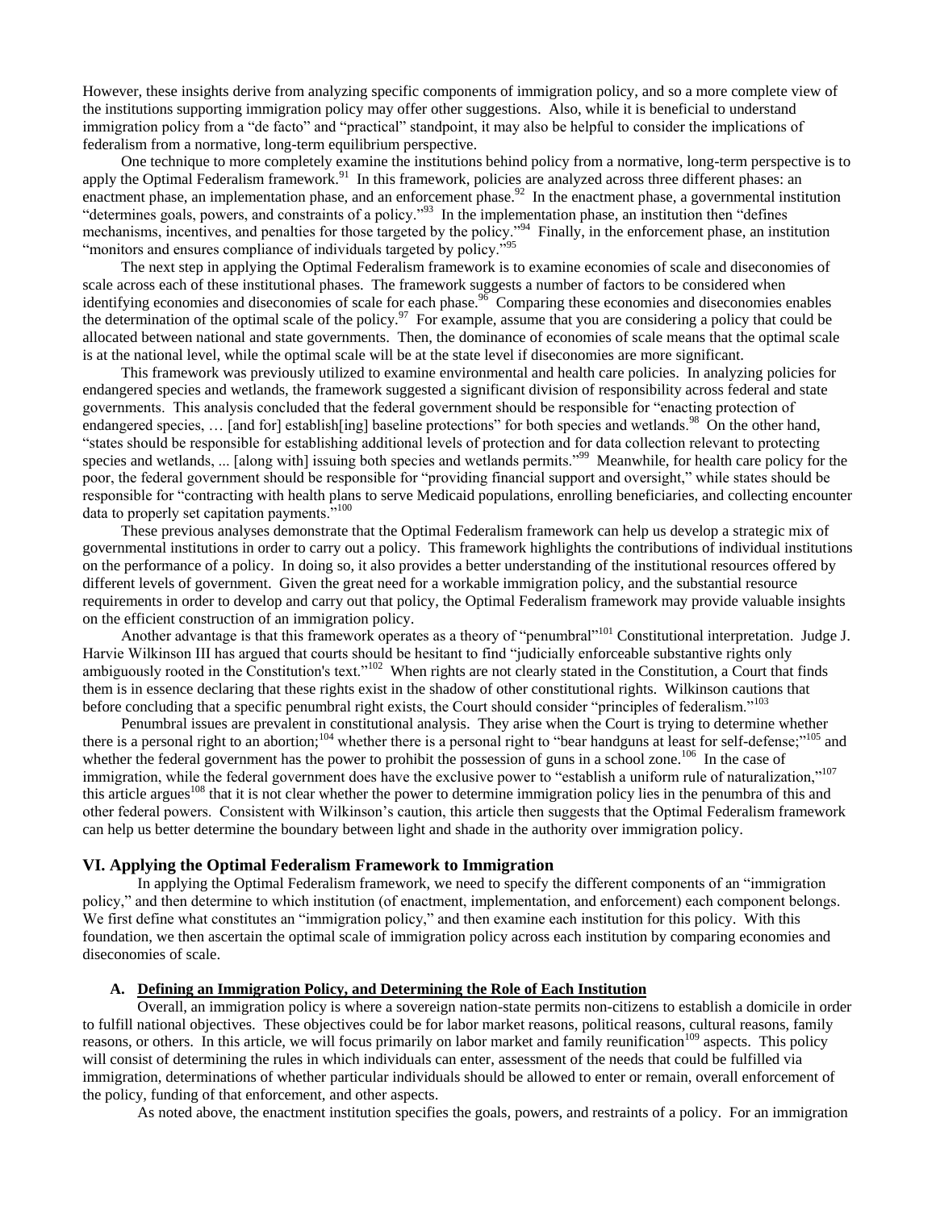However, these insights derive from analyzing specific components of immigration policy, and so a more complete view of the institutions supporting immigration policy may offer other suggestions. Also, while it is beneficial to understand immigration policy from a "de facto" and "practical" standpoint, it may also be helpful to consider the implications of federalism from a normative, long-term equilibrium perspective.

One technique to more completely examine the institutions behind policy from a normative, long-term perspective is to apply the Optimal Federalism framework.[91] In this framework, policies are analyzed across three different phases: an enactment phase, an implementation phase, and an enforcement phase.[92] In the enactment phase, a governmental institution "determines goals, powers, and constraints of a policy."[93] In the implementation phase, an institution then "defines mechanisms, incentives, and penalties for those targeted by the policy."[94] Finally, in the enforcement phase, an institution "monitors and ensures compliance of individuals targeted by policy."[95]

The next step in applying the Optimal Federalism framework is to examine economies of scale and diseconomies of scale across each of these institutional phases. The framework suggests a number of factors to be considered when identifying economies and diseconomies of scale for each phase.[96] Comparing these economies and diseconomies enables the determination of the optimal scale of the policy.[97] For example, assume that you are considering a policy that could be allocated between national and state governments. Then, the dominance of economies of scale means that the optimal scale is at the national level, while the optimal scale will be at the state level if diseconomies are more significant.

This framework was previously utilized to examine environmental and health care policies. In analyzing policies for endangered species and wetlands, the framework suggested a significant division of responsibility across federal and state governments. This analysis concluded that the federal government should be responsible for "enacting protection of endangered species, … [and for] establish[ing] baseline protections" for both species and wetlands.[98] On the other hand, "states should be responsible for establishing additional levels of protection and for data collection relevant to protecting species and wetlands, ... [along with] issuing both species and wetlands permits."[99] Meanwhile, for health care policy for the poor, the federal government should be responsible for "providing financial support and oversight," while states should be responsible for "contracting with health plans to serve Medicaid populations, enrolling beneficiaries, and collecting encounter data to properly set capitation payments."[100]

These previous analyses demonstrate that the Optimal Federalism framework can help us develop a strategic mix of governmental institutions in order to carry out a policy. This framework highlights the contributions of individual institutions on the performance of a policy. In doing so, it also provides a better understanding of the institutional resources offered by different levels of government. Given the great need for a workable immigration policy, and the substantial resource requirements in order to develop and carry out that policy, the Optimal Federalism framework may provide valuable insights on the efficient construction of an immigration policy.

Another advantage is that this framework operates as a theory of "penumbral"[101] Constitutional interpretation. Judge J. Harvie Wilkinson III has argued that courts should be hesitant to find "judicially enforceable substantive rights only ambiguously rooted in the Constitution's text."[102] When rights are not clearly stated in the Constitution, a Court that finds them is in essence declaring that these rights exist in the shadow of other constitutional rights. Wilkinson cautions that before concluding that a specific penumbral right exists, the Court should consider "principles of federalism."[103]

Penumbral issues are prevalent in constitutional analysis. They arise when the Court is trying to determine whether there is a personal right to an abortion;[104] whether there is a personal right to "bear handguns at least for self-defense;"[105] and whether the federal government has the power to prohibit the possession of guns in a school zone.[106] In the case of immigration, while the federal government does have the exclusive power to "establish a uniform rule of naturalization,"[107] this article argues[108] that it is not clear whether the power to determine immigration policy lies in the penumbra of this and other federal powers. Consistent with Wilkinson's caution, this article then suggests that the Optimal Federalism framework can help us better determine the boundary between light and shade in the authority over immigration policy.

## VI. Applying the Optimal Federalism Framework to Immigration

In applying the Optimal Federalism framework, we need to specify the different components of an "immigration policy," and then determine to which institution (of enactment, implementation, and enforcement) each component belongs. We first define what constitutes an "immigration policy," and then examine each institution for this policy. With this foundation, we then ascertain the optimal scale of immigration policy across each institution by comparing economies and diseconomies of scale.

### A. Defining an Immigration Policy, and Determining the Role of Each Institution

Overall, an immigration policy is where a sovereign nation-state permits non-citizens to establish a domicile in order to fulfill national objectives. These objectives could be for labor market reasons, political reasons, cultural reasons, family reasons, or others. In this article, we will focus primarily on labor market and family reunification[109] aspects. This policy will consist of determining the rules in which individuals can enter, assessment of the needs that could be fulfilled via immigration, determinations of whether particular individuals should be allowed to enter or remain, overall enforcement of the policy, funding of that enforcement, and other aspects.

As noted above, the enactment institution specifies the goals, powers, and restraints of a policy. For an immigration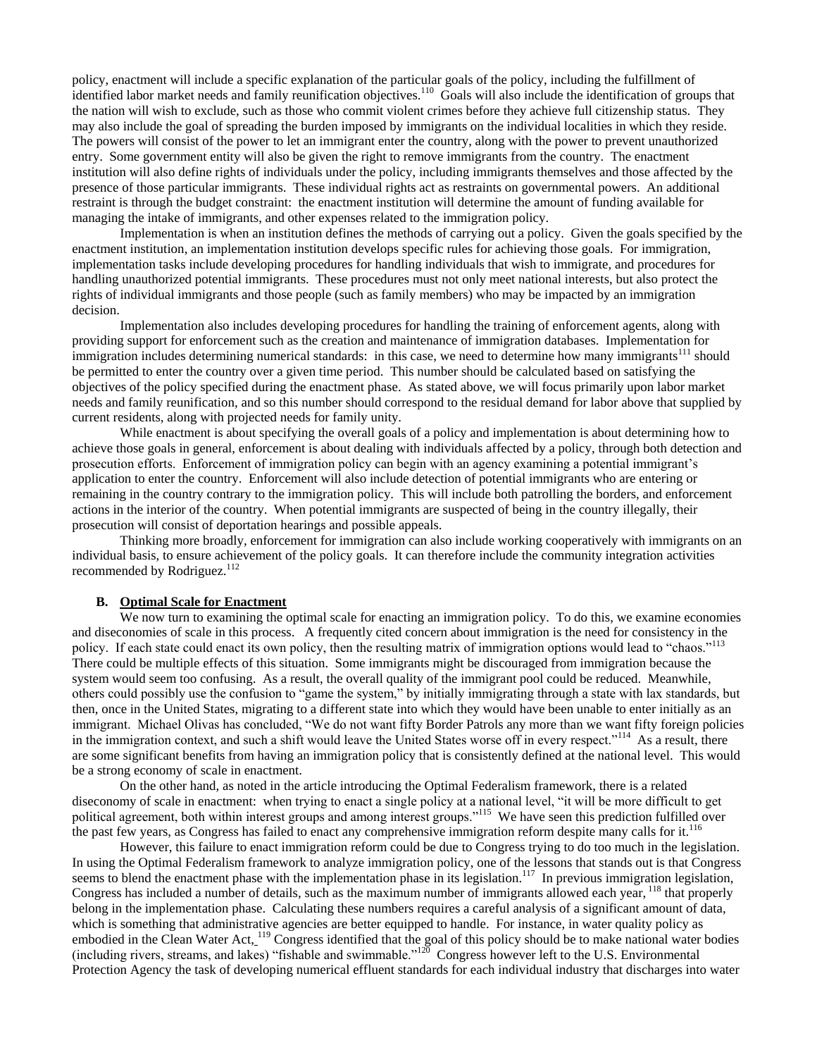policy, enactment will include a specific explanation of the particular goals of the policy, including the fulfillment of identified labor market needs and family reunification objectives.[110] Goals will also include the identification of groups that the nation will wish to exclude, such as those who commit violent crimes before they achieve full citizenship status. They may also include the goal of spreading the burden imposed by immigrants on the individual localities in which they reside. The powers will consist of the power to let an immigrant enter the country, along with the power to prevent unauthorized entry. Some government entity will also be given the right to remove immigrants from the country. The enactment institution will also define rights of individuals under the policy, including immigrants themselves and those affected by the presence of those particular immigrants. These individual rights act as restraints on governmental powers. An additional restraint is through the budget constraint: the enactment institution will determine the amount of funding available for managing the intake of immigrants, and other expenses related to the immigration policy.

Implementation is when an institution defines the methods of carrying out a policy. Given the goals specified by the enactment institution, an implementation institution develops specific rules for achieving those goals. For immigration, implementation tasks include developing procedures for handling individuals that wish to immigrate, and procedures for handling unauthorized potential immigrants. These procedures must not only meet national interests, but also protect the rights of individual immigrants and those people (such as family members) who may be impacted by an immigration decision.

Implementation also includes developing procedures for handling the training of enforcement agents, along with providing support for enforcement such as the creation and maintenance of immigration databases. Implementation for immigration includes determining numerical standards: in this case, we need to determine how many immigrants[111] should be permitted to enter the country over a given time period. This number should be calculated based on satisfying the objectives of the policy specified during the enactment phase. As stated above, we will focus primarily upon labor market needs and family reunification, and so this number should correspond to the residual demand for labor above that supplied by current residents, along with projected needs for family unity.

While enactment is about specifying the overall goals of a policy and implementation is about determining how to achieve those goals in general, enforcement is about dealing with individuals affected by a policy, through both detection and prosecution efforts. Enforcement of immigration policy can begin with an agency examining a potential immigrant's application to enter the country. Enforcement will also include detection of potential immigrants who are entering or remaining in the country contrary to the immigration policy. This will include both patrolling the borders, and enforcement actions in the interior of the country. When potential immigrants are suspected of being in the country illegally, their prosecution will consist of deportation hearings and possible appeals.

Thinking more broadly, enforcement for immigration can also include working cooperatively with immigrants on an individual basis, to ensure achievement of the policy goals. It can therefore include the community integration activities recommended by Rodriguez.[112]

### B. Optimal Scale for Enactment

We now turn to examining the optimal scale for enacting an immigration policy. To do this, we examine economies and diseconomies of scale in this process. A frequently cited concern about immigration is the need for consistency in the policy. If each state could enact its own policy, then the resulting matrix of immigration options would lead to "chaos."[113] There could be multiple effects of this situation. Some immigrants might be discouraged from immigration because the system would seem too confusing. As a result, the overall quality of the immigrant pool could be reduced. Meanwhile, others could possibly use the confusion to "game the system," by initially immigrating through a state with lax standards, but then, once in the United States, migrating to a different state into which they would have been unable to enter initially as an immigrant. Michael Olivas has concluded, "We do not want fifty Border Patrols any more than we want fifty foreign policies in the immigration context, and such a shift would leave the United States worse off in every respect."[114] As a result, there are some significant benefits from having an immigration policy that is consistently defined at the national level. This would be a strong economy of scale in enactment.

On the other hand, as noted in the article introducing the Optimal Federalism framework, there is a related diseconomy of scale in enactment: when trying to enact a single policy at a national level, "it will be more difficult to get political agreement, both within interest groups and among interest groups."[115] We have seen this prediction fulfilled over the past few years, as Congress has failed to enact any comprehensive immigration reform despite many calls for it.[116]

However, this failure to enact immigration reform could be due to Congress trying to do too much in the legislation. In using the Optimal Federalism framework to analyze immigration policy, one of the lessons that stands out is that Congress seems to blend the enactment phase with the implementation phase in its legislation.[117] In previous immigration legislation, Congress has included a number of details, such as the maximum number of immigrants allowed each year, [118] that properly belong in the implementation phase. Calculating these numbers requires a careful analysis of a significant amount of data, which is something that administrative agencies are better equipped to handle. For instance, in water quality policy as embodied in the Clean Water Act,[119] Congress identified that the goal of this policy should be to make national water bodies (including rivers, streams, and lakes) "fishable and swimmable."[120] Congress however left to the U.S. Environmental Protection Agency the task of developing numerical effluent standards for each individual industry that discharges into water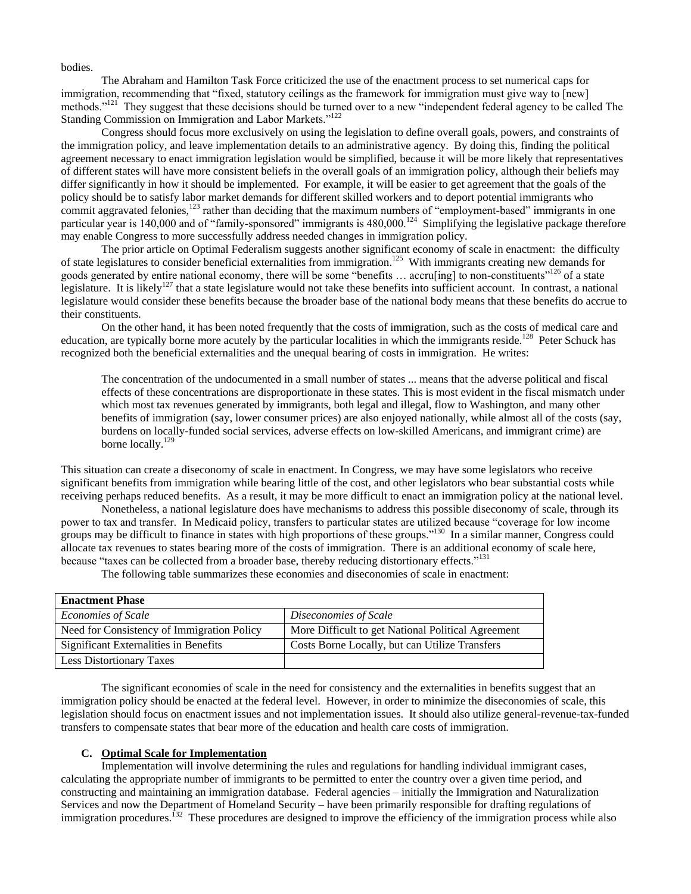bodies.

The Abraham and Hamilton Task Force criticized the use of the enactment process to set numerical caps for immigration, recommending that "fixed, statutory ceilings as the framework for immigration must give way to [new] methods."[121] They suggest that these decisions should be turned over to a new "independent federal agency to be called The Standing Commission on Immigration and Labor Markets."[122]

Congress should focus more exclusively on using the legislation to define overall goals, powers, and constraints of the immigration policy, and leave implementation details to an administrative agency. By doing this, finding the political agreement necessary to enact immigration legislation would be simplified, because it will be more likely that representatives of different states will have more consistent beliefs in the overall goals of an immigration policy, although their beliefs may differ significantly in how it should be implemented. For example, it will be easier to get agreement that the goals of the policy should be to satisfy labor market demands for different skilled workers and to deport potential immigrants who commit aggravated felonies,[123] rather than deciding that the maximum numbers of "employment-based" immigrants in one particular year is 140,000 and of "family-sponsored" immigrants is 480,000.[124] Simplifying the legislative package therefore may enable Congress to more successfully address needed changes in immigration policy.

The prior article on Optimal Federalism suggests another significant economy of scale in enactment: the difficulty of state legislatures to consider beneficial externalities from immigration.[125] With immigrants creating new demands for goods generated by entire national economy, there will be some "benefits … accru[ing] to non-constituents"[126] of a state legislature. It is likely[127] that a state legislature would not take these benefits into sufficient account. In contrast, a national legislature would consider these benefits because the broader base of the national body means that these benefits do accrue to their constituents.

On the other hand, it has been noted frequently that the costs of immigration, such as the costs of medical care and education, are typically borne more acutely by the particular localities in which the immigrants reside.[128] Peter Schuck has recognized both the beneficial externalities and the unequal bearing of costs in immigration. He writes:

> The concentration of the undocumented in a small number of states ... means that the adverse political and fiscal effects of these concentrations are disproportionate in these states. This is most evident in the fiscal mismatch under which most tax revenues generated by immigrants, both legal and illegal, flow to Washington, and many other benefits of immigration (say, lower consumer prices) are also enjoyed nationally, while almost all of the costs (say, burdens on locally-funded social services, adverse effects on low-skilled Americans, and immigrant crime) are borne locally.[129]

This situation can create a diseconomy of scale in enactment. In Congress, we may have some legislators who receive significant benefits from immigration while bearing little of the cost, and other legislators who bear substantial costs while receiving perhaps reduced benefits. As a result, it may be more difficult to enact an immigration policy at the national level.

Nonetheless, a national legislature does have mechanisms to address this possible diseconomy of scale, through its power to tax and transfer. In Medicaid policy, transfers to particular states are utilized because "coverage for low income groups may be difficult to finance in states with high proportions of these groups."[130] In a similar manner, Congress could allocate tax revenues to states bearing more of the costs of immigration. There is an additional economy of scale here, because "taxes can be collected from a broader base, thereby reducing distortionary effects."[131]

The following table summarizes these economies and diseconomies of scale in enactment:

| **Enactment Phase** | |
|---|---|
| *Economies of Scale* | *Diseconomies of Scale* |
| Need for Consistency of Immigration Policy | More Difficult to get National Political Agreement |
| Significant Externalities in Benefits | Costs Borne Locally, but can Utilize Transfers |
| Less Distortionary Taxes | |

The significant economies of scale in the need for consistency and the externalities in benefits suggest that an immigration policy should be enacted at the federal level. However, in order to minimize the diseconomies of scale, this legislation should focus on enactment issues and not implementation issues. It should also utilize general-revenue-tax-funded transfers to compensate states that bear more of the education and health care costs of immigration.

### C. Optimal Scale for Implementation

Implementation will involve determining the rules and regulations for handling individual immigrant cases, calculating the appropriate number of immigrants to be permitted to enter the country over a given time period, and constructing and maintaining an immigration database. Federal agencies – initially the Immigration and Naturalization Services and now the Department of Homeland Security – have been primarily responsible for drafting regulations of immigration procedures.[132] These procedures are designed to improve the efficiency of the immigration process while also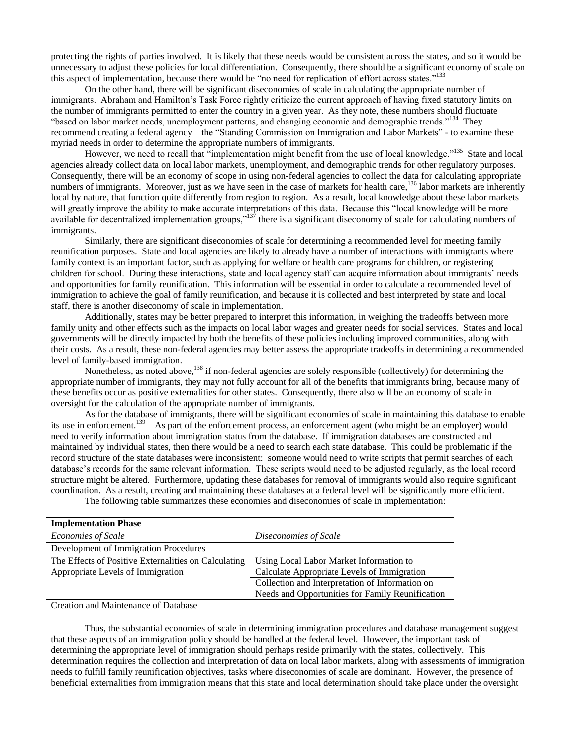protecting the rights of parties involved. It is likely that these needs would be consistent across the states, and so it would be unnecessary to adjust these policies for local differentiation. Consequently, there should be a significant economy of scale on this aspect of implementation, because there would be "no need for replication of effort across states."[133]

On the other hand, there will be significant diseconomies of scale in calculating the appropriate number of immigrants. Abraham and Hamilton's Task Force rightly criticize the current approach of having fixed statutory limits on the number of immigrants permitted to enter the country in a given year. As they note, these numbers should fluctuate "based on labor market needs, unemployment patterns, and changing economic and demographic trends."[134] They recommend creating a federal agency – the "Standing Commission on Immigration and Labor Markets" - to examine these myriad needs in order to determine the appropriate numbers of immigrants.

However, we need to recall that "implementation might benefit from the use of local knowledge."[135] State and local agencies already collect data on local labor markets, unemployment, and demographic trends for other regulatory purposes. Consequently, there will be an economy of scope in using non-federal agencies to collect the data for calculating appropriate numbers of immigrants. Moreover, just as we have seen in the case of markets for health care,[136] labor markets are inherently local by nature, that function quite differently from region to region. As a result, local knowledge about these labor markets will greatly improve the ability to make accurate interpretations of this data. Because this "local knowledge will be more available for decentralized implementation groups,"[137] there is a significant diseconomy of scale for calculating numbers of immigrants.

Similarly, there are significant diseconomies of scale for determining a recommended level for meeting family reunification purposes. State and local agencies are likely to already have a number of interactions with immigrants where family context is an important factor, such as applying for welfare or health care programs for children, or registering children for school. During these interactions, state and local agency staff can acquire information about immigrants' needs and opportunities for family reunification. This information will be essential in order to calculate a recommended level of immigration to achieve the goal of family reunification, and because it is collected and best interpreted by state and local staff, there is another diseconomy of scale in implementation.

Additionally, states may be better prepared to interpret this information, in weighing the tradeoffs between more family unity and other effects such as the impacts on local labor wages and greater needs for social services. States and local governments will be directly impacted by both the benefits of these policies including improved communities, along with their costs. As a result, these non-federal agencies may better assess the appropriate tradeoffs in determining a recommended level of family-based immigration.

Nonetheless, as noted above,[138] if non-federal agencies are solely responsible (collectively) for determining the appropriate number of immigrants, they may not fully account for all of the benefits that immigrants bring, because many of these benefits occur as positive externalities for other states. Consequently, there also will be an economy of scale in oversight for the calculation of the appropriate number of immigrants.

As for the database of immigrants, there will be significant economies of scale in maintaining this database to enable its use in enforcement.[139] As part of the enforcement process, an enforcement agent (who might be an employer) would need to verify information about immigration status from the database. If immigration databases are constructed and maintained by individual states, then there would be a need to search each state database. This could be problematic if the record structure of the state databases were inconsistent: someone would need to write scripts that permit searches of each database's records for the same relevant information. These scripts would need to be adjusted regularly, as the local record structure might be altered. Furthermore, updating these databases for removal of immigrants would also require significant coordination. As a result, creating and maintaining these databases at a federal level will be significantly more efficient.

The following table summarizes these economies and diseconomies of scale in implementation:

| **Implementation Phase** | |
|---|---|
| *Economies of Scale* | *Diseconomies of Scale* |
| Development of Immigration Procedures | |
| The Effects of Positive Externalities on Calculating Appropriate Levels of Immigration | Using Local Labor Market Information to Calculate Appropriate Levels of Immigration |
| | Collection and Interpretation of Information on Needs and Opportunities for Family Reunification |
| Creation and Maintenance of Database | |

Thus, the substantial economies of scale in determining immigration procedures and database management suggest that these aspects of an immigration policy should be handled at the federal level. However, the important task of determining the appropriate level of immigration should perhaps reside primarily with the states, collectively. This determination requires the collection and interpretation of data on local labor markets, along with assessments of immigration needs to fulfill family reunification objectives, tasks where diseconomies of scale are dominant. However, the presence of beneficial externalities from immigration means that this state and local determination should take place under the oversight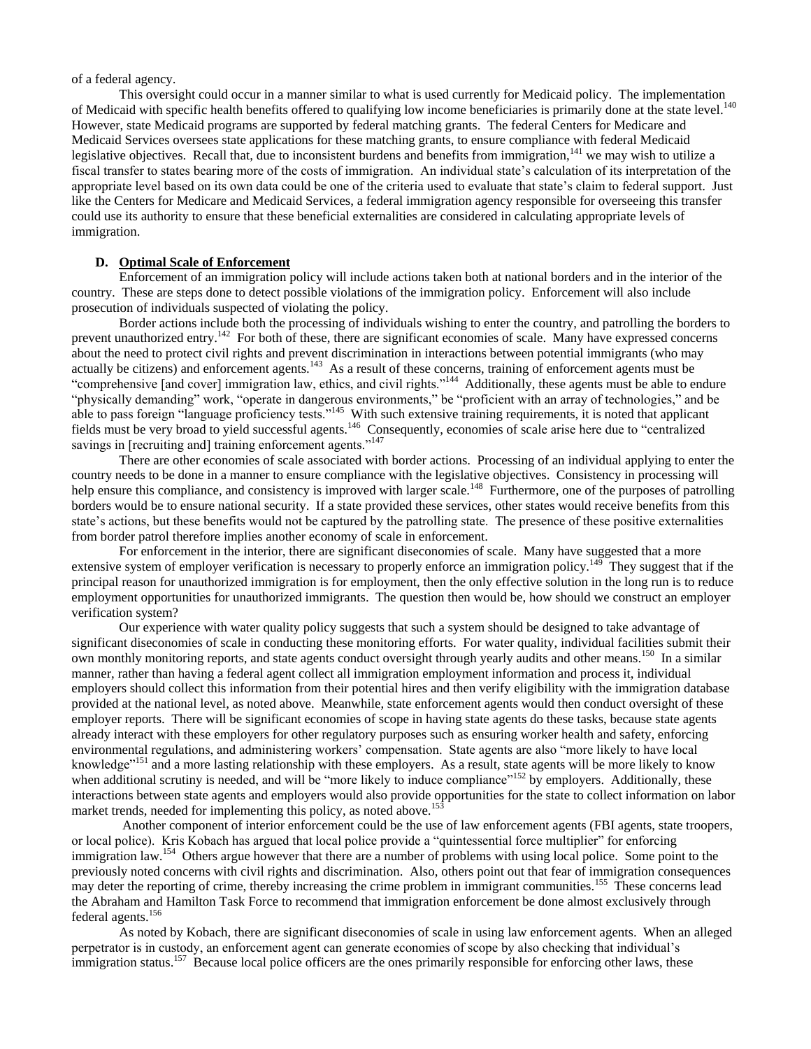of a federal agency.

This oversight could occur in a manner similar to what is used currently for Medicaid policy. The implementation of Medicaid with specific health benefits offered to qualifying low income beneficiaries is primarily done at the state level.[140] However, state Medicaid programs are supported by federal matching grants. The federal Centers for Medicare and Medicaid Services oversees state applications for these matching grants, to ensure compliance with federal Medicaid legislative objectives. Recall that, due to inconsistent burdens and benefits from immigration,[141] we may wish to utilize a fiscal transfer to states bearing more of the costs of immigration. An individual state's calculation of its interpretation of the appropriate level based on its own data could be one of the criteria used to evaluate that state's claim to federal support. Just like the Centers for Medicare and Medicaid Services, a federal immigration agency responsible for overseeing this transfer could use its authority to ensure that these beneficial externalities are considered in calculating appropriate levels of immigration.

### D. Optimal Scale of Enforcement

Enforcement of an immigration policy will include actions taken both at national borders and in the interior of the country. These are steps done to detect possible violations of the immigration policy. Enforcement will also include prosecution of individuals suspected of violating the policy.

Border actions include both the processing of individuals wishing to enter the country, and patrolling the borders to prevent unauthorized entry.[142] For both of these, there are significant economies of scale. Many have expressed concerns about the need to protect civil rights and prevent discrimination in interactions between potential immigrants (who may actually be citizens) and enforcement agents.[143] As a result of these concerns, training of enforcement agents must be "comprehensive [and cover] immigration law, ethics, and civil rights."[144] Additionally, these agents must be able to endure "physically demanding" work, "operate in dangerous environments," be "proficient with an array of technologies," and be able to pass foreign "language proficiency tests."[145] With such extensive training requirements, it is noted that applicant fields must be very broad to yield successful agents.[146] Consequently, economies of scale arise here due to "centralized savings in [recruiting and] training enforcement agents."[147]

There are other economies of scale associated with border actions. Processing of an individual applying to enter the country needs to be done in a manner to ensure compliance with the legislative objectives. Consistency in processing will help ensure this compliance, and consistency is improved with larger scale.[148] Furthermore, one of the purposes of patrolling borders would be to ensure national security. If a state provided these services, other states would receive benefits from this state's actions, but these benefits would not be captured by the patrolling state. The presence of these positive externalities from border patrol therefore implies another economy of scale in enforcement.

For enforcement in the interior, there are significant diseconomies of scale. Many have suggested that a more extensive system of employer verification is necessary to properly enforce an immigration policy.[149] They suggest that if the principal reason for unauthorized immigration is for employment, then the only effective solution in the long run is to reduce employment opportunities for unauthorized immigrants. The question then would be, how should we construct an employer verification system?

Our experience with water quality policy suggests that such a system should be designed to take advantage of significant diseconomies of scale in conducting these monitoring efforts. For water quality, individual facilities submit their own monthly monitoring reports, and state agents conduct oversight through yearly audits and other means.[150] In a similar manner, rather than having a federal agent collect all immigration employment information and process it, individual employers should collect this information from their potential hires and then verify eligibility with the immigration database provided at the national level, as noted above. Meanwhile, state enforcement agents would then conduct oversight of these employer reports. There will be significant economies of scope in having state agents do these tasks, because state agents already interact with these employers for other regulatory purposes such as ensuring worker health and safety, enforcing environmental regulations, and administering workers' compensation. State agents are also "more likely to have local knowledge"[151] and a more lasting relationship with these employers. As a result, state agents will be more likely to know when additional scrutiny is needed, and will be "more likely to induce compliance"[152] by employers. Additionally, these interactions between state agents and employers would also provide opportunities for the state to collect information on labor market trends, needed for implementing this policy, as noted above.[153]

Another component of interior enforcement could be the use of law enforcement agents (FBI agents, state troopers, or local police). Kris Kobach has argued that local police provide a "quintessential force multiplier" for enforcing immigration law.[154] Others argue however that there are a number of problems with using local police. Some point to the previously noted concerns with civil rights and discrimination. Also, others point out that fear of immigration consequences may deter the reporting of crime, thereby increasing the crime problem in immigrant communities.[155] These concerns lead the Abraham and Hamilton Task Force to recommend that immigration enforcement be done almost exclusively through federal agents.[156]

As noted by Kobach, there are significant diseconomies of scale in using law enforcement agents. When an alleged perpetrator is in custody, an enforcement agent can generate economies of scope by also checking that individual's immigration status.[157] Because local police officers are the ones primarily responsible for enforcing other laws, these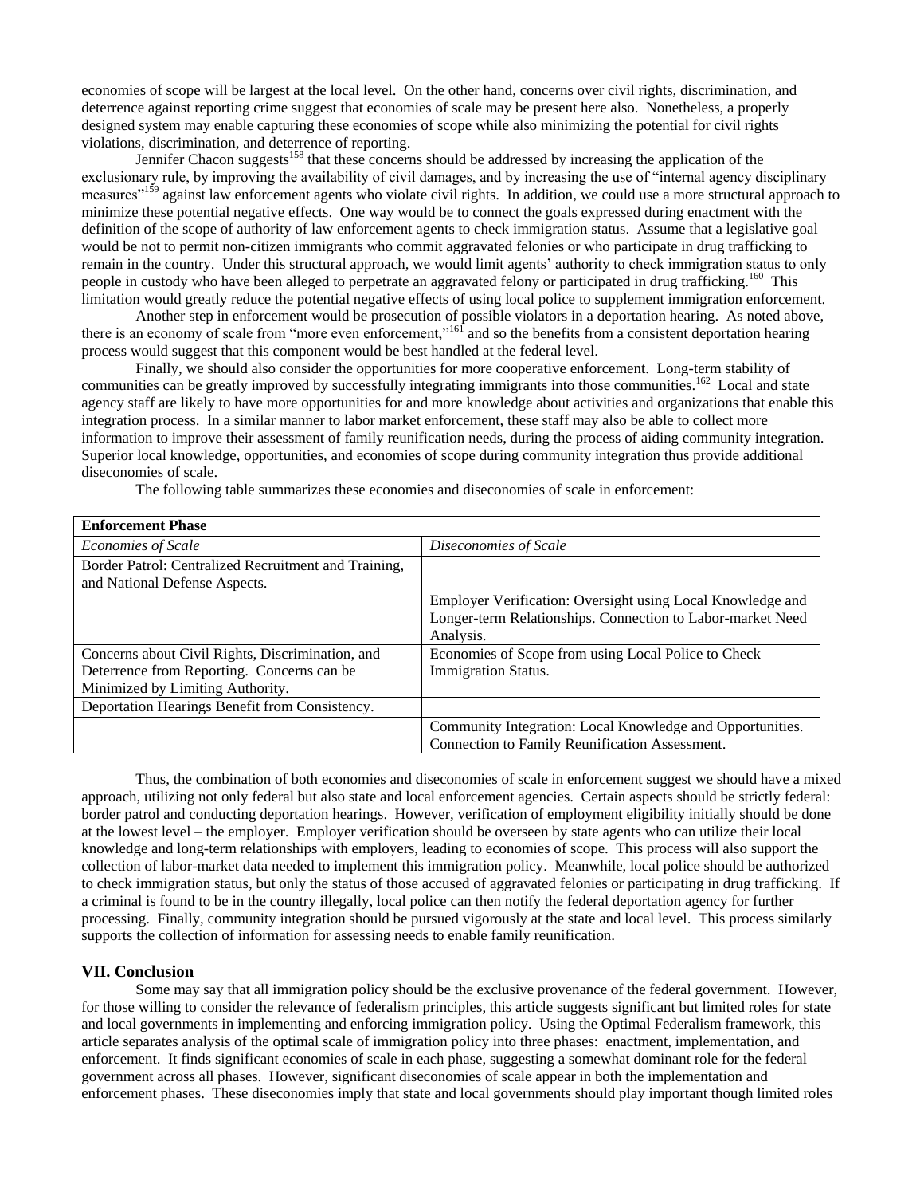economies of scope will be largest at the local level. On the other hand, concerns over civil rights, discrimination, and deterrence against reporting crime suggest that economies of scale may be present here also. Nonetheless, a properly designed system may enable capturing these economies of scope while also minimizing the potential for civil rights violations, discrimination, and deterrence of reporting.

Jennifer Chacon suggests[158] that these concerns should be addressed by increasing the application of the exclusionary rule, by improving the availability of civil damages, and by increasing the use of "internal agency disciplinary measures"[159] against law enforcement agents who violate civil rights. In addition, we could use a more structural approach to minimize these potential negative effects. One way would be to connect the goals expressed during enactment with the definition of the scope of authority of law enforcement agents to check immigration status. Assume that a legislative goal would be not to permit non-citizen immigrants who commit aggravated felonies or who participate in drug trafficking to remain in the country. Under this structural approach, we would limit agents' authority to check immigration status to only people in custody who have been alleged to perpetrate an aggravated felony or participated in drug trafficking.[160] This limitation would greatly reduce the potential negative effects of using local police to supplement immigration enforcement.

Another step in enforcement would be prosecution of possible violators in a deportation hearing. As noted above, there is an economy of scale from "more even enforcement,"[161] and so the benefits from a consistent deportation hearing process would suggest that this component would be best handled at the federal level.

Finally, we should also consider the opportunities for more cooperative enforcement. Long-term stability of communities can be greatly improved by successfully integrating immigrants into those communities.[162] Local and state agency staff are likely to have more opportunities for and more knowledge about activities and organizations that enable this integration process. In a similar manner to labor market enforcement, these staff may also be able to collect more information to improve their assessment of family reunification needs, during the process of aiding community integration. Superior local knowledge, opportunities, and economies of scope during community integration thus provide additional diseconomies of scale.

The following table summarizes these economies and diseconomies of scale in enforcement:

| **Enforcement Phase** | |
|---|---|
| *Economies of Scale* | *Diseconomies of Scale* |
| Border Patrol: Centralized Recruitment and Training, and National Defense Aspects. | |
| | Employer Verification: Oversight using Local Knowledge and Longer-term Relationships. Connection to Labor-market Need Analysis. |
| Concerns about Civil Rights, Discrimination, and Deterrence from Reporting. Concerns can be Minimized by Limiting Authority. | Economies of Scope from using Local Police to Check Immigration Status. |
| Deportation Hearings Benefit from Consistency. | |
| | Community Integration: Local Knowledge and Opportunities. Connection to Family Reunification Assessment. |

Thus, the combination of both economies and diseconomies of scale in enforcement suggest we should have a mixed approach, utilizing not only federal but also state and local enforcement agencies. Certain aspects should be strictly federal: border patrol and conducting deportation hearings. However, verification of employment eligibility initially should be done at the lowest level – the employer. Employer verification should be overseen by state agents who can utilize their local knowledge and long-term relationships with employers, leading to economies of scope. This process will also support the collection of labor-market data needed to implement this immigration policy. Meanwhile, local police should be authorized to check immigration status, but only the status of those accused of aggravated felonies or participating in drug trafficking. If a criminal is found to be in the country illegally, local police can then notify the federal deportation agency for further processing. Finally, community integration should be pursued vigorously at the state and local level. This process similarly supports the collection of information for assessing needs to enable family reunification.

## VII. Conclusion

Some may say that all immigration policy should be the exclusive provenance of the federal government. However, for those willing to consider the relevance of federalism principles, this article suggests significant but limited roles for state and local governments in implementing and enforcing immigration policy. Using the Optimal Federalism framework, this article separates analysis of the optimal scale of immigration policy into three phases: enactment, implementation, and enforcement. It finds significant economies of scale in each phase, suggesting a somewhat dominant role for the federal government across all phases. However, significant diseconomies of scale appear in both the implementation and enforcement phases. These diseconomies imply that state and local governments should play important though limited roles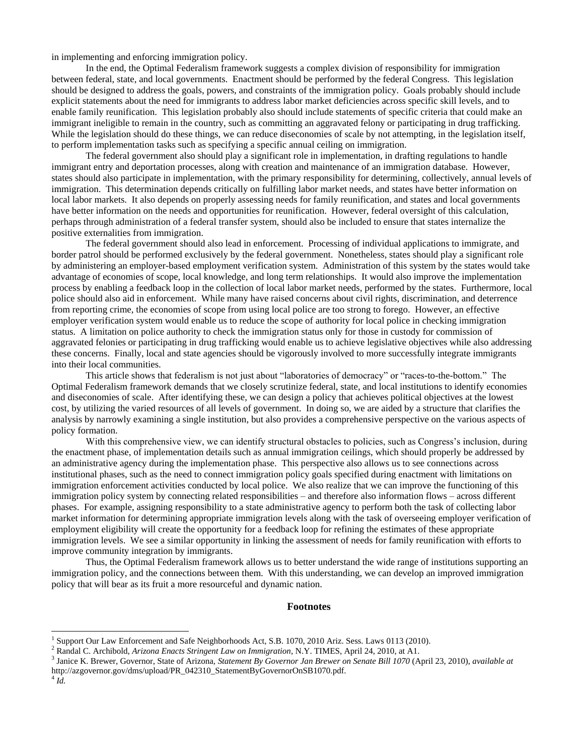in implementing and enforcing immigration policy.

In the end, the Optimal Federalism framework suggests a complex division of responsibility for immigration between federal, state, and local governments. Enactment should be performed by the federal Congress. This legislation should be designed to address the goals, powers, and constraints of the immigration policy. Goals probably should include explicit statements about the need for immigrants to address labor market deficiencies across specific skill levels, and to enable family reunification. This legislation probably also should include statements of specific criteria that could make an immigrant ineligible to remain in the country, such as committing an aggravated felony or participating in drug trafficking. While the legislation should do these things, we can reduce diseconomies of scale by not attempting, in the legislation itself, to perform implementation tasks such as specifying a specific annual ceiling on immigration.

The federal government also should play a significant role in implementation, in drafting regulations to handle immigrant entry and deportation processes, along with creation and maintenance of an immigration database. However, states should also participate in implementation, with the primary responsibility for determining, collectively, annual levels of immigration. This determination depends critically on fulfilling labor market needs, and states have better information on local labor markets. It also depends on properly assessing needs for family reunification, and states and local governments have better information on the needs and opportunities for reunification. However, federal oversight of this calculation, perhaps through administration of a federal transfer system, should also be included to ensure that states internalize the positive externalities from immigration.

The federal government should also lead in enforcement. Processing of individual applications to immigrate, and border patrol should be performed exclusively by the federal government. Nonetheless, states should play a significant role by administering an employer-based employment verification system. Administration of this system by the states would take advantage of economies of scope, local knowledge, and long term relationships. It would also improve the implementation process by enabling a feedback loop in the collection of local labor market needs, performed by the states. Furthermore, local police should also aid in enforcement. While many have raised concerns about civil rights, discrimination, and deterrence from reporting crime, the economies of scope from using local police are too strong to forego. However, an effective employer verification system would enable us to reduce the scope of authority for local police in checking immigration status. A limitation on police authority to check the immigration status only for those in custody for commission of aggravated felonies or participating in drug trafficking would enable us to achieve legislative objectives while also addressing these concerns. Finally, local and state agencies should be vigorously involved to more successfully integrate immigrants into their local communities.

This article shows that federalism is not just about "laboratories of democracy" or "races-to-the-bottom." The Optimal Federalism framework demands that we closely scrutinize federal, state, and local institutions to identify economies and diseconomies of scale. After identifying these, we can design a policy that achieves political objectives at the lowest cost, by utilizing the varied resources of all levels of government. In doing so, we are aided by a structure that clarifies the analysis by narrowly examining a single institution, but also provides a comprehensive perspective on the various aspects of policy formation.

With this comprehensive view, we can identify structural obstacles to policies, such as Congress's inclusion, during the enactment phase, of implementation details such as annual immigration ceilings, which should properly be addressed by an administrative agency during the implementation phase. This perspective also allows us to see connections across institutional phases, such as the need to connect immigration policy goals specified during enactment with limitations on immigration enforcement activities conducted by local police. We also realize that we can improve the functioning of this immigration policy system by connecting related responsibilities – and therefore also information flows – across different phases. For example, assigning responsibility to a state administrative agency to perform both the task of collecting labor market information for determining appropriate immigration levels along with the task of overseeing employer verification of employment eligibility will create the opportunity for a feedback loop for refining the estimates of these appropriate immigration levels. We see a similar opportunity in linking the assessment of needs for family reunification with efforts to improve community integration by immigrants.

Thus, the Optimal Federalism framework allows us to better understand the wide range of institutions supporting an immigration policy, and the connections between them. With this understanding, we can develop an improved immigration policy that will bear as its fruit a more resourceful and dynamic nation.

## Footnotes

[1] Support Our Law Enforcement and Safe Neighborhoods Act, S.B. 1070, 2010 Ariz. Sess. Laws 0113 (2010).

[2] Randal C. Archibold, *Arizona Enacts Stringent Law on Immigration*, N.Y. TIMES, April 24, 2010, at A1.

[3] Janice K. Brewer, Governor, State of Arizona, *Statement By Governor Jan Brewer on Senate Bill 1070* (April 23, 2010), *available at* http://azgovernor.gov/dms/upload/PR_042310_StatementByGovernorOnSB1070.pdf.

[4] *Id.*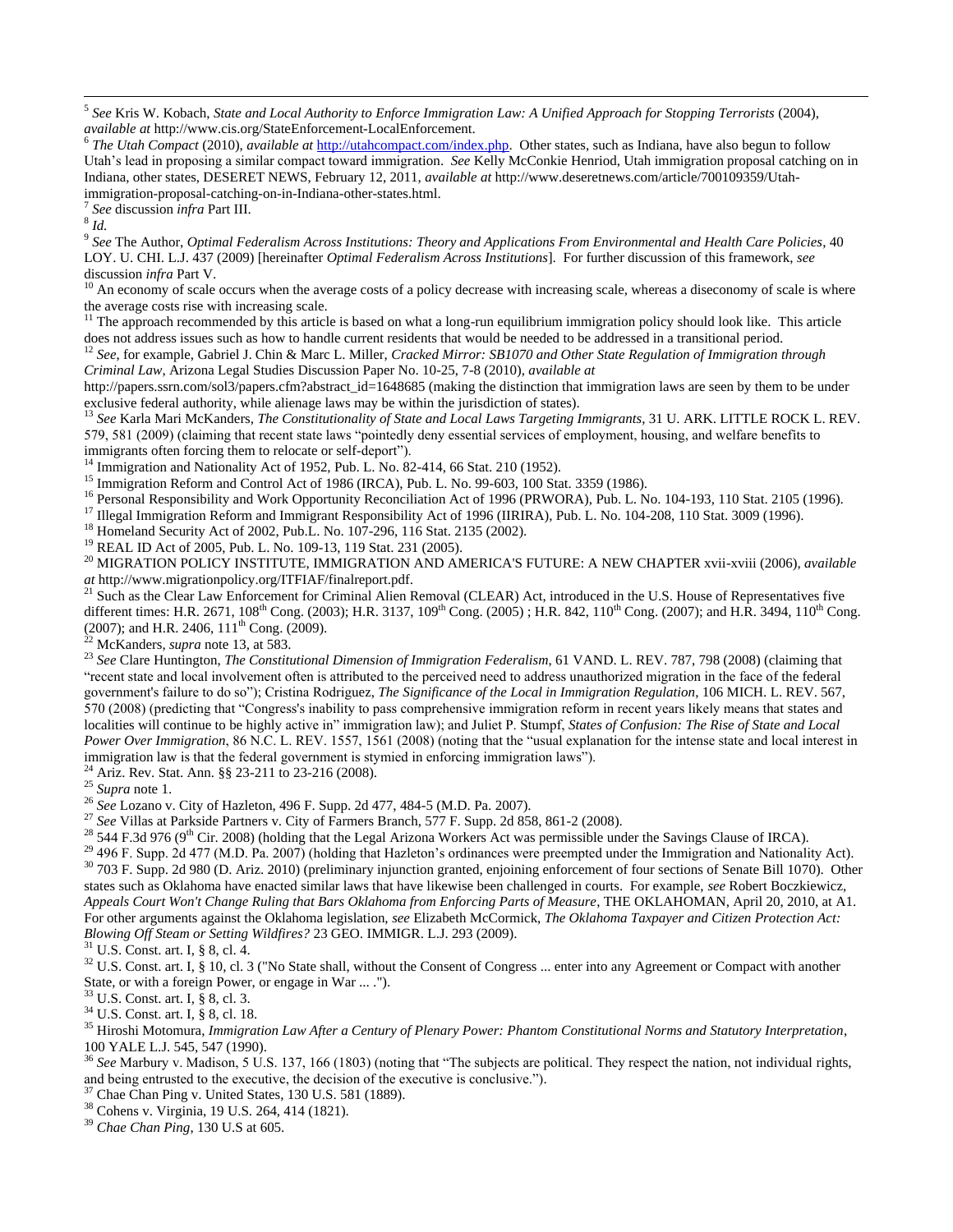[5] *See* Kris W. Kobach, *State and Local Authority to Enforce Immigration Law: A Unified Approach for Stopping Terrorists* (2004), *available at* http://www.cis.org/StateEnforcement-LocalEnforcement.

[6] *The Utah Compact* (2010), *available at* http://utahcompact.com/index.php. Other states, such as Indiana, have also begun to follow Utah's lead in proposing a similar compact toward immigration. *See* Kelly McConkie Henriod, Utah immigration proposal catching on in Indiana, other states, DESERET NEWS, February 12, 2011, *available at* http://www.deseretnews.com/article/700109359/Utah-immigration-proposal-catching-on-in-Indiana-other-states.html.

[7] *See* discussion *infra* Part III.

[8] *Id.*

[9] *See* The Author, *Optimal Federalism Across Institutions: Theory and Applications From Environmental and Health Care Policies*, 40 LOY. U. CHI. L.J. 437 (2009) [hereinafter *Optimal Federalism Across Institutions*]. For further discussion of this framework, *see* discussion *infra* Part V.

[10] An economy of scale occurs when the average costs of a policy decrease with increasing scale, whereas a diseconomy of scale is where the average costs rise with increasing scale.

[11] The approach recommended by this article is based on what a long-run equilibrium immigration policy should look like. This article does not address issues such as how to handle current residents that would be needed to be addressed in a transitional period.

[12] *See*, for example, Gabriel J. Chin & Marc L. Miller, *Cracked Mirror: SB1070 and Other State Regulation of Immigration through Criminal Law*, Arizona Legal Studies Discussion Paper No. 10-25, 7-8 (2010), *available at* http://papers.ssrn.com/sol3/papers.cfm?abstract_id=1648685 (making the distinction that immigration laws are seen by them to be under exclusive federal authority, while alienage laws may be within the jurisdiction of states).

[13] *See* Karla Mari McKanders, *The Constitutionality of State and Local Laws Targeting Immigrants*, 31 U. ARK. LITTLE ROCK L. REV. 579, 581 (2009) (claiming that recent state laws "pointedly deny essential services of employment, housing, and welfare benefits to immigrants often forcing them to relocate or self-deport").

[14] Immigration and Nationality Act of 1952, Pub. L. No. 82-414, 66 Stat. 210 (1952).

[15] Immigration Reform and Control Act of 1986 (IRCA), Pub. L. No. 99-603, 100 Stat. 3359 (1986).

[16] Personal Responsibility and Work Opportunity Reconciliation Act of 1996 (PRWORA), Pub. L. No. 104-193, 110 Stat. 2105 (1996).

[17] Illegal Immigration Reform and Immigrant Responsibility Act of 1996 (IIRIRA), Pub. L. No. 104-208, 110 Stat. 3009 (1996).

[18] Homeland Security Act of 2002, Pub.L. No. 107-296, 116 Stat. 2135 (2002).

[19] REAL ID Act of 2005, Pub. L. No. 109-13, 119 Stat. 231 (2005).

[20] MIGRATION POLICY INSTITUTE, IMMIGRATION AND AMERICA'S FUTURE: A NEW CHAPTER xvii-xviii (2006), *available at* http://www.migrationpolicy.org/ITFIAF/finalreport.pdf.

[21] Such as the Clear Law Enforcement for Criminal Alien Removal (CLEAR) Act, introduced in the U.S. House of Representatives five different times: H.R. 2671, 108th Cong. (2003); H.R. 3137, 109th Cong. (2005) ; H.R. 842, 110th Cong. (2007); and H.R. 3494, 110th Cong. (2007); and H.R. 2406, 111th Cong. (2009).

[22] McKanders, *supra* note 13, at 583.

[23] *See* Clare Huntington, *The Constitutional Dimension of Immigration Federalism*, 61 VAND. L. REV. 787, 798 (2008) (claiming that "recent state and local involvement often is attributed to the perceived need to address unauthorized migration in the face of the federal government's failure to do so"); Cristina Rodriguez, *The Significance of the Local in Immigration Regulation*, 106 MICH. L. REV. 567, 570 (2008) (predicting that "Congress's inability to pass comprehensive immigration reform in recent years likely means that states and localities will continue to be highly active in" immigration law); and Juliet P. Stumpf, *States of Confusion: The Rise of State and Local Power Over Immigration*, 86 N.C. L. REV. 1557, 1561 (2008) (noting that the "usual explanation for the intense state and local interest in immigration law is that the federal government is stymied in enforcing immigration laws").

[24] Ariz. Rev. Stat. Ann. §§ 23-211 to 23-216 (2008).

[25] *Supra* note 1.

[26] *See* Lozano v. City of Hazleton, 496 F. Supp. 2d 477, 484-5 (M.D. Pa. 2007).

[27] *See* Villas at Parkside Partners v. City of Farmers Branch, 577 F. Supp. 2d 858, 861-2 (2008).

[28] 544 F.3d 976 (9th Cir. 2008) (holding that the Legal Arizona Workers Act was permissible under the Savings Clause of IRCA).

[29] 496 F. Supp. 2d 477 (M.D. Pa. 2007) (holding that Hazleton's ordinances were preempted under the Immigration and Nationality Act).

[30] 703 F. Supp. 2d 980 (D. Ariz. 2010) (preliminary injunction granted, enjoining enforcement of four sections of Senate Bill 1070). Other states such as Oklahoma have enacted similar laws that have likewise been challenged in courts. For example, *see* Robert Boczkiewicz, *Appeals Court Won't Change Ruling that Bars Oklahoma from Enforcing Parts of Measure*, THE OKLAHOMAN, April 20, 2010, at A1. For other arguments against the Oklahoma legislation, *see* Elizabeth McCormick, *The Oklahoma Taxpayer and Citizen Protection Act: Blowing Off Steam or Setting Wildfires?* 23 GEO. IMMIGR. L.J. 293 (2009).

[31] U.S. Const. art. I, § 8, cl. 4.

[32] U.S. Const. art. I, § 10, cl. 3 ("No State shall, without the Consent of Congress ... enter into any Agreement or Compact with another State, or with a foreign Power, or engage in War ... .").

[33] U.S. Const. art. I, § 8, cl. 3.

[34] U.S. Const. art. I, § 8, cl. 18.

[35] Hiroshi Motomura, *Immigration Law After a Century of Plenary Power: Phantom Constitutional Norms and Statutory Interpretation*, 100 YALE L.J. 545, 547 (1990).

[36] *See* Marbury v. Madison, 5 U.S. 137, 166 (1803) (noting that "The subjects are political. They respect the nation, not individual rights, and being entrusted to the executive, the decision of the executive is conclusive.").

[37] Chae Chan Ping v. United States, 130 U.S. 581 (1889).

[38] Cohens v. Virginia, 19 U.S. 264, 414 (1821).

[39] *Chae Chan Ping*, 130 U.S at 605.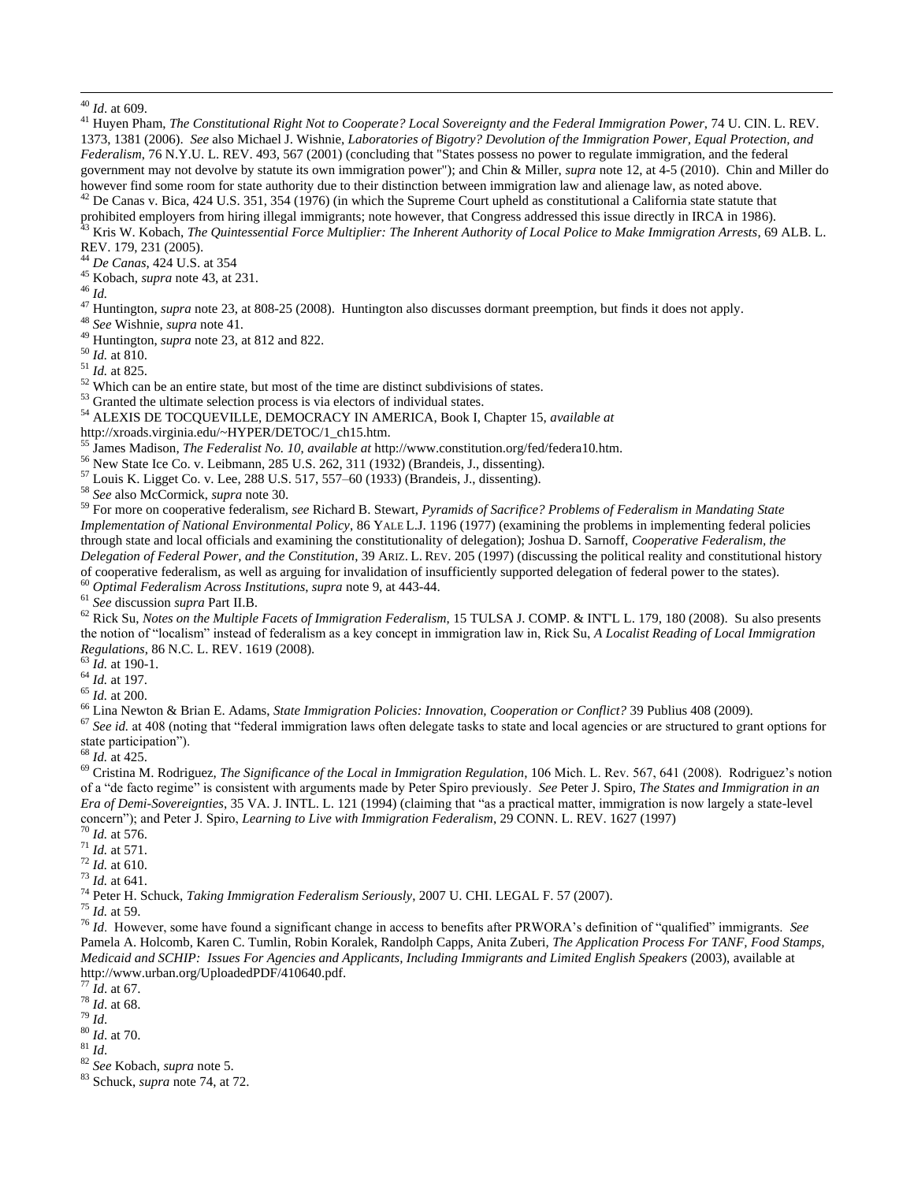[40] *Id*. at 609.

[41] Huyen Pham, *The Constitutional Right Not to Cooperate? Local Sovereignty and the Federal Immigration Power*, 74 U. CIN. L. REV. 1373, 1381 (2006). *See* also Michael J. Wishnie, *Laboratories of Bigotry? Devolution of the Immigration Power, Equal Protection, and Federalism*, 76 N.Y.U. L. REV. 493, 567 (2001) (concluding that "States possess no power to regulate immigration, and the federal government may not devolve by statute its own immigration power"); and Chin & Miller, *supra* note 12, at 4-5 (2010). Chin and Miller do however find some room for state authority due to their distinction between immigration law and alienage law, as noted above.

[42] De Canas v. Bica, 424 U.S. 351, 354 (1976) (in which the Supreme Court upheld as constitutional a California state statute that prohibited employers from hiring illegal immigrants; note however, that Congress addressed this issue directly in IRCA in 1986).

[43] Kris W. Kobach, *The Quintessential Force Multiplier: The Inherent Authority of Local Police to Make Immigration Arrests*, 69 ALB. L. REV. 179, 231 (2005).

[44] *De Canas*, 424 U.S. at 354

[45] Kobach, *supra* note 43, at 231.

[46] *Id.*

[47] Huntington, *supra* note 23, at 808-25 (2008). Huntington also discusses dormant preemption, but finds it does not apply.

[48] *See* Wishnie, *supra* note 41.

[49] Huntington, *supra* note 23, at 812 and 822.

[50] *Id.* at 810.

[51] *Id.* at 825.

[52] Which can be an entire state, but most of the time are distinct subdivisions of states.

[53] Granted the ultimate selection process is via electors of individual states.

[54] ALEXIS DE TOCQUEVILLE, DEMOCRACY IN AMERICA, Book I, Chapter 15, *available at* http://xroads.virginia.edu/~HYPER/DETOC/1_ch15.htm.

[55] James Madison, *The Federalist No. 10, available at* http://www.constitution.org/fed/federa10.htm.

[56] New State Ice Co. v. Leibmann, 285 U.S. 262, 311 (1932) (Brandeis, J., dissenting).

[57] Louis K. Ligget Co. v. Lee, 288 U.S. 517, 557–60 (1933) (Brandeis, J., dissenting).

[58] *See* also McCormick, *supra* note 30.

[59] For more on cooperative federalism, *see* Richard B. Stewart, *Pyramids of Sacrifice? Problems of Federalism in Mandating State Implementation of National Environmental Policy*, 86 YALE L.J. 1196 (1977) (examining the problems in implementing federal policies through state and local officials and examining the constitutionality of delegation); Joshua D. Sarnoff, *Cooperative Federalism, the Delegation of Federal Power, and the Constitution*, 39 ARIZ. L. REV. 205 (1997) (discussing the political reality and constitutional history of cooperative federalism, as well as arguing for invalidation of insufficiently supported delegation of federal power to the states).

[60] *Optimal Federalism Across Institutions*, *supra* note 9, at 443-44.

[61] *See* discussion *supra* Part II.B.

[62] Rick Su, *Notes on the Multiple Facets of Immigration Federalism*, 15 TULSA J. COMP. & INT'L L. 179, 180 (2008). Su also presents the notion of "localism" instead of federalism as a key concept in immigration law in, Rick Su, *A Localist Reading of Local Immigration Regulations*, 86 N.C. L. REV. 1619 (2008).

[63] *Id.* at 190-1.

[64] *Id.* at 197.

[65] *Id.* at 200.

[66] Lina Newton & Brian E. Adams, *State Immigration Policies: Innovation, Cooperation or Conflict?* 39 Publius 408 (2009).

[67] *See id.* at 408 (noting that "federal immigration laws often delegate tasks to state and local agencies or are structured to grant options for state participation").

[68] *Id.* at 425.

[69] Cristina M. Rodriguez, *The Significance of the Local in Immigration Regulation*, 106 Mich. L. Rev. 567, 641 (2008). Rodriguez's notion of a "de facto regime" is consistent with arguments made by Peter Spiro previously. *See* Peter J. Spiro, *The States and Immigration in an Era of Demi-Sovereignties*, 35 VA. J. INTL. L. 121 (1994) (claiming that "as a practical matter, immigration is now largely a state-level concern"); and Peter J. Spiro, *Learning to Live with Immigration Federalism*, 29 CONN. L. REV. 1627 (1997)

[70] *Id.* at 576.

[71] *Id.* at 571.

[72] *Id.* at 610.

[73] *Id.* at 641.

[74] Peter H. Schuck, *Taking Immigration Federalism Seriously*, 2007 U. CHI. LEGAL F. 57 (2007).

[75] *Id.* at 59.

[76] *Id*. However, some have found a significant change in access to benefits after PRWORA's definition of "qualified" immigrants. *See* Pamela A. Holcomb, Karen C. Tumlin, Robin Koralek, Randolph Capps, Anita Zuberi, *The Application Process For TANF, Food Stamps, Medicaid and SCHIP: Issues For Agencies and Applicants, Including Immigrants and Limited English Speakers* (2003), available at http://www.urban.org/UploadedPDF/410640.pdf.

[77] *Id*. at 67.

[78] *Id*. at 68.

[79] *Id*.

[80] *Id*. at 70.

[81] *Id*.

[82] *See* Kobach, *supra* note 5.

[83] Schuck, *supra* note 74, at 72.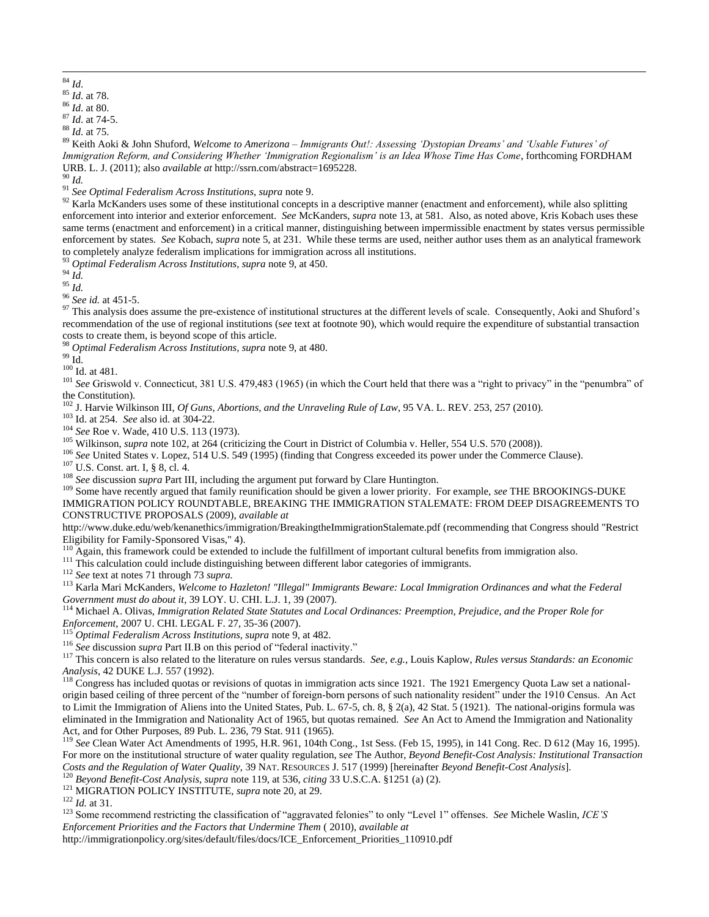[84] *Id*.

[85] *Id*. at 78.

[86] *Id*. at 80.

[87] *Id*. at 74-5.

[88] *Id*. at 75.

[89] Keith Aoki & John Shuford, *Welcome to Amerizona – Immigrants Out!: Assessing 'Dystopian Dreams' and 'Usable Futures' of Immigration Reform, and Considering Whether 'Immigration Regionalism' is an Idea Whose Time Has Come*, forthcoming FORDHAM URB. L. J. (2011); also *available at* http://ssrn.com/abstract=1695228.

[90] *Id.*

[91] *See Optimal Federalism Across Institutions*, *supra* note 9.

[92] Karla McKanders uses some of these institutional concepts in a descriptive manner (enactment and enforcement), while also splitting enforcement into interior and exterior enforcement. *See* McKanders, *supra* note 13, at 581. Also, as noted above, Kris Kobach uses these same terms (enactment and enforcement) in a critical manner, distinguishing between impermissible enactment by states versus permissible enforcement by states. *See* Kobach, *supra* note 5, at 231. While these terms are used, neither author uses them as an analytical framework to completely analyze federalism implications for immigration across all institutions.

[93] *Optimal Federalism Across Institutions, supra* note 9, at 450.

[94] *Id.*

[95] *Id.*

[96] *See id.* at 451-5.

[97] This analysis does assume the pre-existence of institutional structures at the different levels of scale. Consequently, Aoki and Shuford's recommendation of the use of regional institutions (s*ee* text at footnote 90), which would require the expenditure of substantial transaction costs to create them, is beyond scope of this article.

[98] *Optimal Federalism Across Institutions, supra* note 9, at 480.

[99] Id.

[100] Id. at 481.

[101] *See* Griswold v. Connecticut, 381 U.S. 479,483 (1965) (in which the Court held that there was a "right to privacy" in the "penumbra" of the Constitution).

[102] J. Harvie Wilkinson III, *Of Guns, Abortions, and the Unraveling Rule of Law*, 95 VA. L. REV. 253, 257 (2010).

[103] Id. at 254. *See* also id. at 304-22.

[104] *See* Roe v. Wade, 410 U.S. 113 (1973).

[105] Wilkinson, *supra* note 102, at 264 (criticizing the Court in District of Columbia v. Heller, 554 U.S. 570 (2008)).

[106] *See* United States v. Lopez, 514 U.S. 549 (1995) (finding that Congress exceeded its power under the Commerce Clause).

[107] U.S. Const. art. I, § 8, cl. 4.

[108] *See* discussion *supra* Part III, including the argument put forward by Clare Huntington.

[109] Some have recently argued that family reunification should be given a lower priority. For example, *see* THE BROOKINGS-DUKE IMMIGRATION POLICY ROUNDTABLE, BREAKING THE IMMIGRATION STALEMATE: FROM DEEP DISAGREEMENTS TO CONSTRUCTIVE PROPOSALS (2009), *available at* http://www.duke.edu/web/kenanethics/immigration/BreakingtheImmigrationStalemate.pdf (recommending that Congress should "Restrict Eligibility for Family-Sponsored Visas," 4).

[110] Again, this framework could be extended to include the fulfillment of important cultural benefits from immigration also.

[111] This calculation could include distinguishing between different labor categories of immigrants.

[112] *See* text at notes 71 through 73 *supra.*

[113] Karla Mari McKanders, *Welcome to Hazleton! "Illegal" Immigrants Beware: Local Immigration Ordinances and what the Federal Government must do about it*, 39 LOY. U. CHI. L.J. 1, 39 (2007).

[114] Michael A. Olivas, *Immigration Related State Statutes and Local Ordinances: Preemption, Prejudice, and the Proper Role for Enforcement*, 2007 U. CHI. LEGAL F. 27, 35-36 (2007).

[115] *Optimal Federalism Across Institutions, supra* note 9, at 482.

[116] *See* discussion *supra* Part II.B on this period of "federal inactivity."

[117] This concern is also related to the literature on rules versus standards. *See, e.g.*, Louis Kaplow, *Rules versus Standards: an Economic Analysis*, 42 DUKE L.J. 557 (1992).

[118] Congress has included quotas or revisions of quotas in immigration acts since 1921. The 1921 Emergency Quota Law set a national-origin based ceiling of three percent of the "number of foreign-born persons of such nationality resident" under the 1910 Census. An Act to Limit the Immigration of Aliens into the United States, Pub. L. 67-5, ch. 8, § 2(a), 42 Stat. 5 (1921). The national-origins formula was eliminated in the Immigration and Nationality Act of 1965, but quotas remained. *See* An Act to Amend the Immigration and Nationality Act, and for Other Purposes, 89 Pub. L. 236, 79 Stat. 911 (1965).

[119] *See* Clean Water Act Amendments of 1995, H.R. 961, 104th Cong., 1st Sess. (Feb 15, 1995), in 141 Cong. Rec. D 612 (May 16, 1995). For more on the institutional structure of water quality regulation, s*ee* The Author, *Beyond Benefit-Cost Analysis: Institutional Transaction Costs and the Regulation of Water Quality*, 39 NAT. RESOURCES J. 517 (1999) [hereinafter *Beyond Benefit-Cost Analysis*].

[120] *Beyond Benefit-Cost Analysis*, *supra* note 119, at 536, *citing* 33 U.S.C.A. §1251 (a) (2).

[121] MIGRATION POLICY INSTITUTE, *supra* note 20, at 29.

[122] *Id.* at 31.

[123] Some recommend restricting the classification of "aggravated felonies" to only "Level 1" offenses. *See* Michele Waslin, *ICE'S Enforcement Priorities and the Factors that Undermine Them* ( 2010), *available at* http://immigrationpolicy.org/sites/default/files/docs/ICE_Enforcement_Priorities_110910.pdf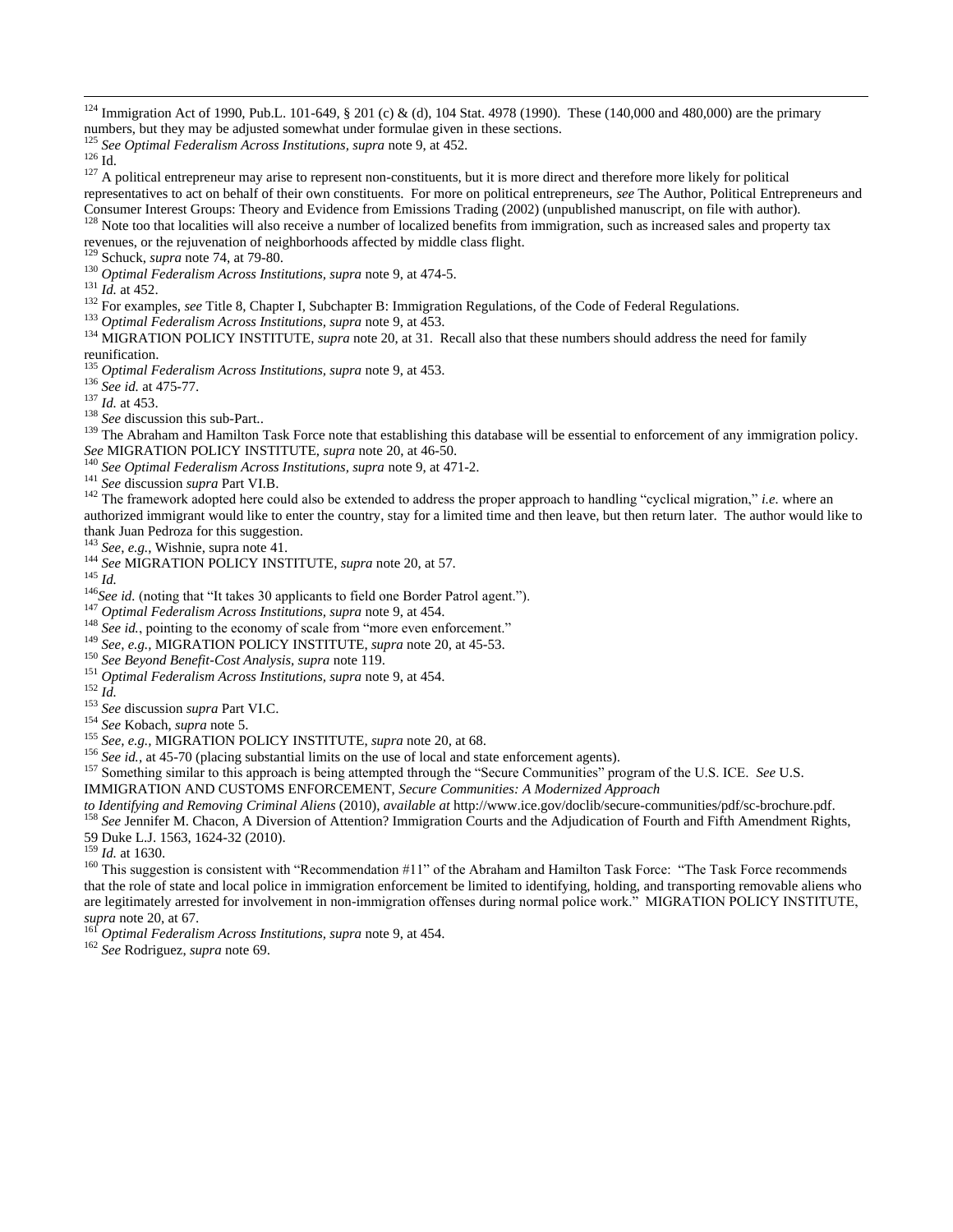[124] Immigration Act of 1990, Pub.L. 101-649, § 201 (c) & (d), 104 Stat. 4978 (1990). These (140,000 and 480,000) are the primary numbers, but they may be adjusted somewhat under formulae given in these sections.

[125] *See Optimal Federalism Across Institutions, supra* note 9, at 452.

[126] Id.

[127] A political entrepreneur may arise to represent non-constituents, but it is more direct and therefore more likely for political representatives to act on behalf of their own constituents. For more on political entrepreneurs, *see* The Author, Political Entrepreneurs and Consumer Interest Groups: Theory and Evidence from Emissions Trading (2002) (unpublished manuscript, on file with author).

[128] Note too that localities will also receive a number of localized benefits from immigration, such as increased sales and property tax revenues, or the rejuvenation of neighborhoods affected by middle class flight.

[129] Schuck, *supra* note 74, at 79-80.

[130] *Optimal Federalism Across Institutions, supra* note 9, at 474-5.

[131] *Id.* at 452.

[132] For examples, *see* Title 8, Chapter I, Subchapter B: Immigration Regulations, of the Code of Federal Regulations.

[133] *Optimal Federalism Across Institutions, supra* note 9, at 453.

[134] MIGRATION POLICY INSTITUTE, *supra* note 20, at 31. Recall also that these numbers should address the need for family reunification.

[135] *Optimal Federalism Across Institutions, supra* note 9, at 453.

[136] *See id.* at 475-77.

[137] *Id.* at 453.

[138] *See* discussion this sub-Part..

[139] The Abraham and Hamilton Task Force note that establishing this database will be essential to enforcement of any immigration policy. *See* MIGRATION POLICY INSTITUTE, *supra* note 20, at 46-50.

[140] *See Optimal Federalism Across Institutions, supra* note 9, at 471-2.

[141] *See* discussion *supra* Part VI.B.

[142] The framework adopted here could also be extended to address the proper approach to handling "cyclical migration," *i.e.* where an authorized immigrant would like to enter the country, stay for a limited time and then leave, but then return later. The author would like to thank Juan Pedroza for this suggestion.

[143] *See, e.g.*, Wishnie, supra note 41.

[144] *See* MIGRATION POLICY INSTITUTE, *supra* note 20, at 57.

[145] *Id.*

[146] *See id.* (noting that "It takes 30 applicants to field one Border Patrol agent.").

[147] *Optimal Federalism Across Institutions, supra* note 9, at 454.

[148] *See id.*, pointing to the economy of scale from "more even enforcement."

[149] *See, e.g.*, MIGRATION POLICY INSTITUTE, *supra* note 20, at 45-53.

[150] *See Beyond Benefit-Cost Analysis, supra* note 119.

[151] *Optimal Federalism Across Institutions, supra* note 9, at 454.

[152] *Id.*

[153] *See* discussion *supra* Part VI.C.

[154] *See* Kobach, *supra* note 5.

[155] *See, e.g.*, MIGRATION POLICY INSTITUTE, *supra* note 20, at 68.

[156] *See id.*, at 45-70 (placing substantial limits on the use of local and state enforcement agents).

[157] Something similar to this approach is being attempted through the "Secure Communities" program of the U.S. ICE. *See* U.S. IMMIGRATION AND CUSTOMS ENFORCEMENT, *Secure Communities: A Modernized Approach to Identifying and Removing Criminal Aliens* (2010), *available at* http://www.ice.gov/doclib/secure-communities/pdf/sc-brochure.pdf.

[158] *See* Jennifer M. Chacon, A Diversion of Attention? Immigration Courts and the Adjudication of Fourth and Fifth Amendment Rights, 59 Duke L.J. 1563, 1624-32 (2010).

[159] *Id.* at 1630.

[160] This suggestion is consistent with "Recommendation #11" of the Abraham and Hamilton Task Force: "The Task Force recommends that the role of state and local police in immigration enforcement be limited to identifying, holding, and transporting removable aliens who are legitimately arrested for involvement in non-immigration offenses during normal police work." MIGRATION POLICY INSTITUTE, *supra* note 20, at 67.

[161] *Optimal Federalism Across Institutions, supra* note 9, at 454.

[162] *See* Rodriguez, *supra* note 69.